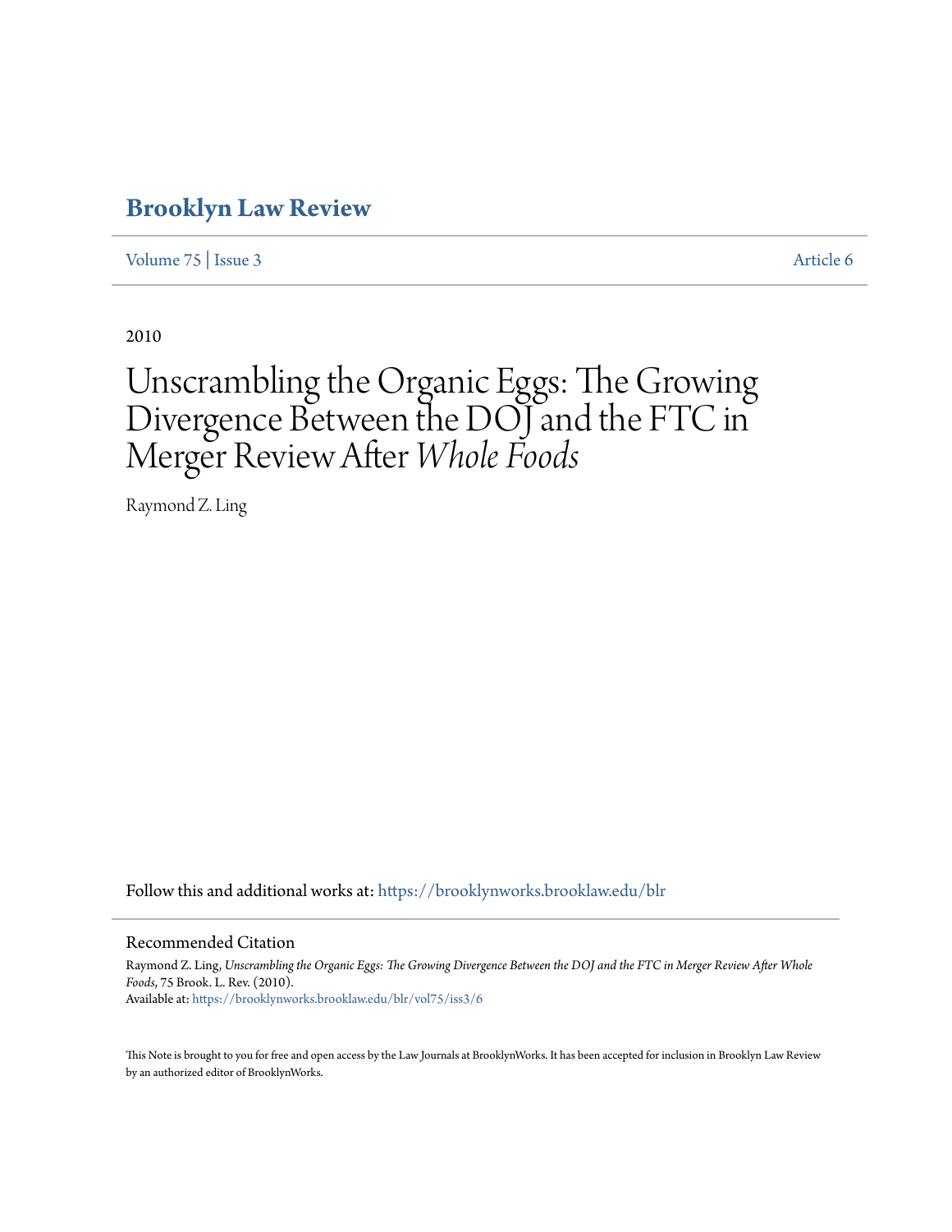# Brooklyn Law Review

Volume 75 | Issue 3 Article 6

2010

# Unscrambling the Organic Eggs: The Growing Divergence Between the DOJ and the FTC in Merger Review After *Whole Foods*

Raymond Z. Ling

Follow this and additional works at: https://brooklynworks.brooklaw.edu/blr

## Recommended Citation

Raymond Z. Ling, *Unscrambling the Organic Eggs: The Growing Divergence Between the DOJ and the FTC in Merger Review After Whole Foods*, 75 Brook. L. Rev. (2010).
Available at: https://brooklynworks.brooklaw.edu/blr/vol75/iss3/6

This Note is brought to you for free and open access by the Law Journals at BrooklynWorks. It has been accepted for inclusion in Brooklyn Law Review by an authorized editor of BrooklynWorks.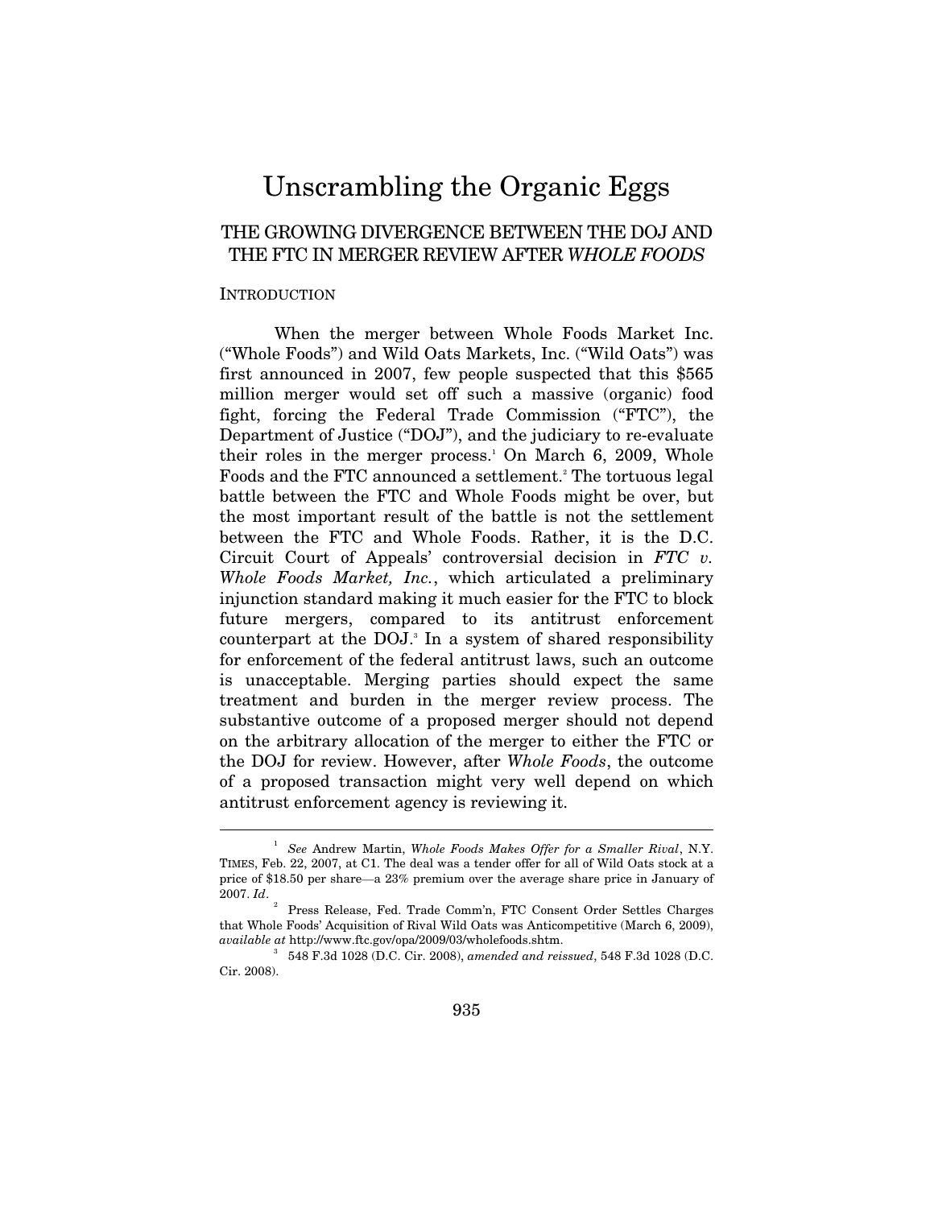# Unscrambling the Organic Eggs

## THE GROWING DIVERGENCE BETWEEN THE DOJ AND THE FTC IN MERGER REVIEW AFTER *WHOLE FOODS*

### INTRODUCTION

When the merger between Whole Foods Market Inc. ("Whole Foods") and Wild Oats Markets, Inc. ("Wild Oats") was first announced in 2007, few people suspected that this $565 million merger would set off such a massive (organic) food fight, forcing the Federal Trade Commission ("FTC"), the Department of Justice ("DOJ"), and the judiciary to re-evaluate their roles in the merger process.[1] On March 6, 2009, Whole Foods and the FTC announced a settlement.[2] The tortuous legal battle between the FTC and Whole Foods might be over, but the most important result of the battle is not the settlement between the FTC and Whole Foods. Rather, it is the D.C. Circuit Court of Appeals' controversial decision in *FTC v. Whole Foods Market, Inc.*, which articulated a preliminary injunction standard making it much easier for the FTC to block future mergers, compared to its antitrust enforcement counterpart at the DOJ.[3] In a system of shared responsibility for enforcement of the federal antitrust laws, such an outcome is unacceptable. Merging parties should expect the same treatment and burden in the merger review process. The substantive outcome of a proposed merger should not depend on the arbitrary allocation of the merger to either the FTC or the DOJ for review. However, after *Whole Foods*, the outcome of a proposed transaction might very well depend on which antitrust enforcement agency is reviewing it.

---

[1] *See* Andrew Martin, *Whole Foods Makes Offer for a Smaller Rival*, N.Y. TIMES, Feb. 22, 2007, at C1. The deal was a tender offer for all of Wild Oats stock at a price of $18.50 per share—a 23% premium over the average share price in January of 2007. *Id*.

[2] Press Release, Fed. Trade Comm'n, FTC Consent Order Settles Charges that Whole Foods' Acquisition of Rival Wild Oats was Anticompetitive (March 6, 2009), *available at* http://www.ftc.gov/opa/2009/03/wholefoods.shtm.

[3] 548 F.3d 1028 (D.C. Cir. 2008), *amended and reissued*, 548 F.3d 1028 (D.C. Cir. 2008).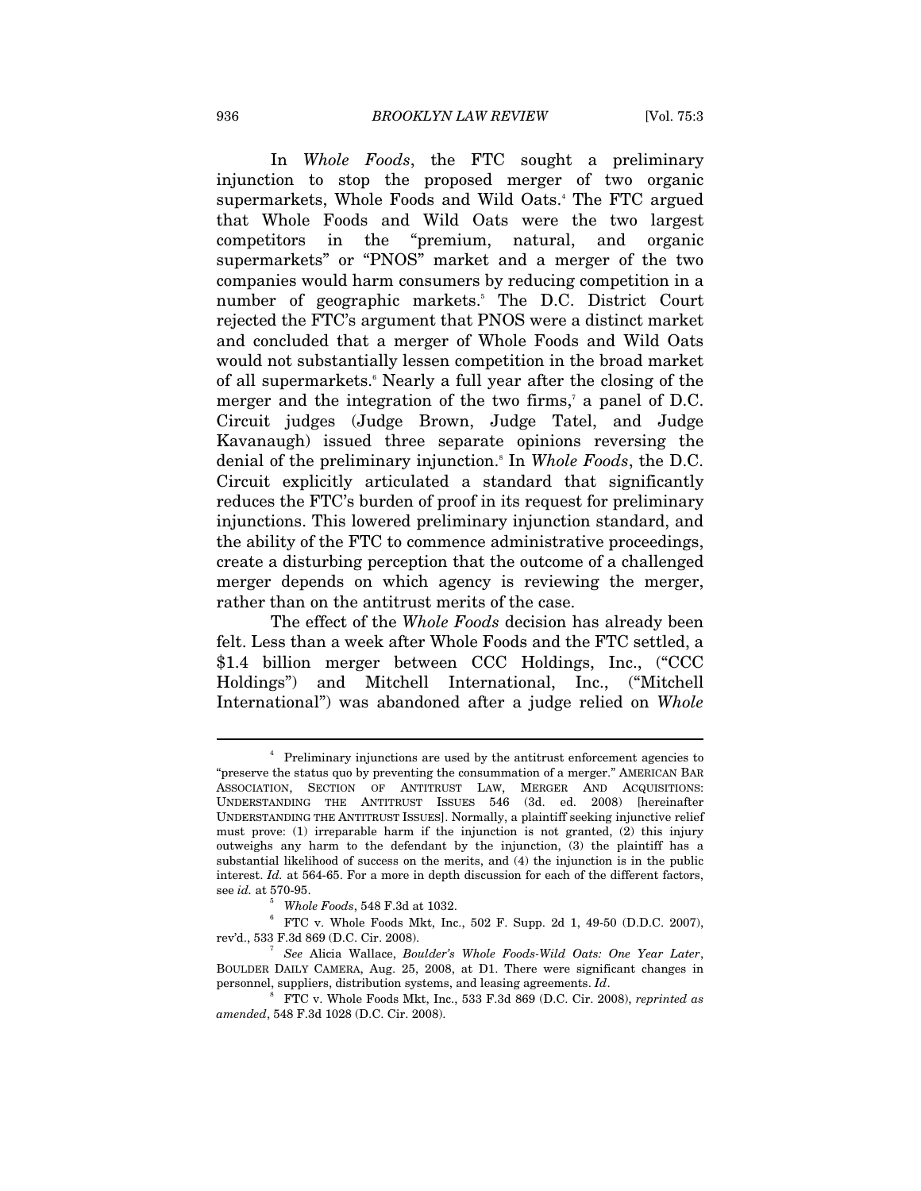In *Whole Foods*, the FTC sought a preliminary injunction to stop the proposed merger of two organic supermarkets, Whole Foods and Wild Oats.[4] The FTC argued that Whole Foods and Wild Oats were the two largest competitors in the "premium, natural, and organic supermarkets" or "PNOS" market and a merger of the two companies would harm consumers by reducing competition in a number of geographic markets.[5] The D.C. District Court rejected the FTC's argument that PNOS were a distinct market and concluded that a merger of Whole Foods and Wild Oats would not substantially lessen competition in the broad market of all supermarkets.[6] Nearly a full year after the closing of the merger and the integration of the two firms,[7] a panel of D.C. Circuit judges (Judge Brown, Judge Tatel, and Judge Kavanaugh) issued three separate opinions reversing the denial of the preliminary injunction.[8] In *Whole Foods*, the D.C. Circuit explicitly articulated a standard that significantly reduces the FTC's burden of proof in its request for preliminary injunctions. This lowered preliminary injunction standard, and the ability of the FTC to commence administrative proceedings, create a disturbing perception that the outcome of a challenged merger depends on which agency is reviewing the merger, rather than on the antitrust merits of the case.

The effect of the *Whole Foods* decision has already been felt. Less than a week after Whole Foods and the FTC settled, a $1.4 billion merger between CCC Holdings, Inc., ("CCC Holdings") and Mitchell International, Inc., ("Mitchell International") was abandoned after a judge relied on *Whole*

---

[4] Preliminary injunctions are used by the antitrust enforcement agencies to "preserve the status quo by preventing the consummation of a merger." AMERICAN BAR ASSOCIATION, SECTION OF ANTITRUST LAW, MERGER AND ACQUISITIONS: UNDERSTANDING THE ANTITRUST ISSUES 546 (3d. ed. 2008) [hereinafter UNDERSTANDING THE ANTITRUST ISSUES]. Normally, a plaintiff seeking injunctive relief must prove: (1) irreparable harm if the injunction is not granted, (2) this injury outweighs any harm to the defendant by the injunction, (3) the plaintiff has a substantial likelihood of success on the merits, and (4) the injunction is in the public interest. *Id.* at 564-65. For a more in depth discussion for each of the different factors, see *id.* at 570-95.

[5] *Whole Foods*, 548 F.3d at 1032.

[6] FTC v. Whole Foods Mkt, Inc., 502 F. Supp. 2d 1, 49-50 (D.D.C. 2007), rev'd., 533 F.3d 869 (D.C. Cir. 2008).

[7] *See* Alicia Wallace, *Boulder's Whole Foods-Wild Oats: One Year Later*, BOULDER DAILY CAMERA, Aug. 25, 2008, at D1. There were significant changes in personnel, suppliers, distribution systems, and leasing agreements. *Id*.

[8] FTC v. Whole Foods Mkt, Inc., 533 F.3d 869 (D.C. Cir. 2008), *reprinted as amended*, 548 F.3d 1028 (D.C. Cir. 2008).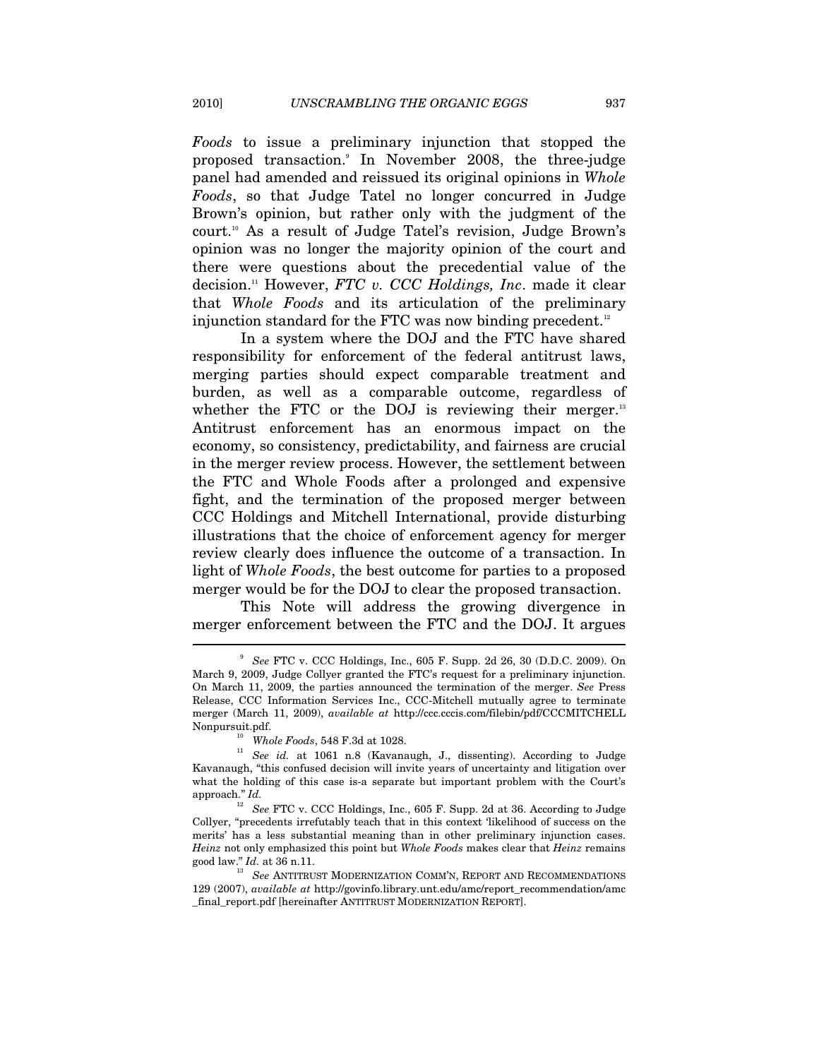*Foods* to issue a preliminary injunction that stopped the proposed transaction.[9] In November 2008, the three-judge panel had amended and reissued its original opinions in *Whole Foods*, so that Judge Tatel no longer concurred in Judge Brown's opinion, but rather only with the judgment of the court.[10] As a result of Judge Tatel's revision, Judge Brown's opinion was no longer the majority opinion of the court and there were questions about the precedential value of the decision.[11] However, *FTC v. CCC Holdings, Inc*. made it clear that *Whole Foods* and its articulation of the preliminary injunction standard for the FTC was now binding precedent.[12]

In a system where the DOJ and the FTC have shared responsibility for enforcement of the federal antitrust laws, merging parties should expect comparable treatment and burden, as well as a comparable outcome, regardless of whether the FTC or the DOJ is reviewing their merger.[13] Antitrust enforcement has an enormous impact on the economy, so consistency, predictability, and fairness are crucial in the merger review process. However, the settlement between the FTC and Whole Foods after a prolonged and expensive fight, and the termination of the proposed merger between CCC Holdings and Mitchell International, provide disturbing illustrations that the choice of enforcement agency for merger review clearly does influence the outcome of a transaction. In light of *Whole Foods*, the best outcome for parties to a proposed merger would be for the DOJ to clear the proposed transaction.

This Note will address the growing divergence in merger enforcement between the FTC and the DOJ. It argues

---

[9] *See* FTC v. CCC Holdings, Inc., 605 F. Supp. 2d 26, 30 (D.D.C. 2009). On March 9, 2009, Judge Collyer granted the FTC's request for a preliminary injunction. On March 11, 2009, the parties announced the termination of the merger. *See* Press Release, CCC Information Services Inc., CCC-Mitchell mutually agree to terminate merger (March 11, 2009), *available at* http://ccc.cccis.com/filebin/pdf/CCCMITCHELL Nonpursuit.pdf.

[10] *Whole Foods*, 548 F.3d at 1028.

[11] *See id.* at 1061 n.8 (Kavanaugh, J., dissenting). According to Judge Kavanaugh, "this confused decision will invite years of uncertainty and litigation over what the holding of this case is-a separate but important problem with the Court's approach." *Id.*

[12] *See* FTC v. CCC Holdings, Inc., 605 F. Supp. 2d at 36. According to Judge Collyer, "precedents irrefutably teach that in this context 'likelihood of success on the merits' has a less substantial meaning than in other preliminary injunction cases. *Heinz* not only emphasized this point but *Whole Foods* makes clear that *Heinz* remains good law." *Id.* at 36 n.11.

[13] *See* ANTITRUST MODERNIZATION COMM'N, REPORT AND RECOMMENDATIONS 129 (2007), *available at* http://govinfo.library.unt.edu/amc/report_recommendation/amc_final_report.pdf [hereinafter ANTITRUST MODERNIZATION REPORT].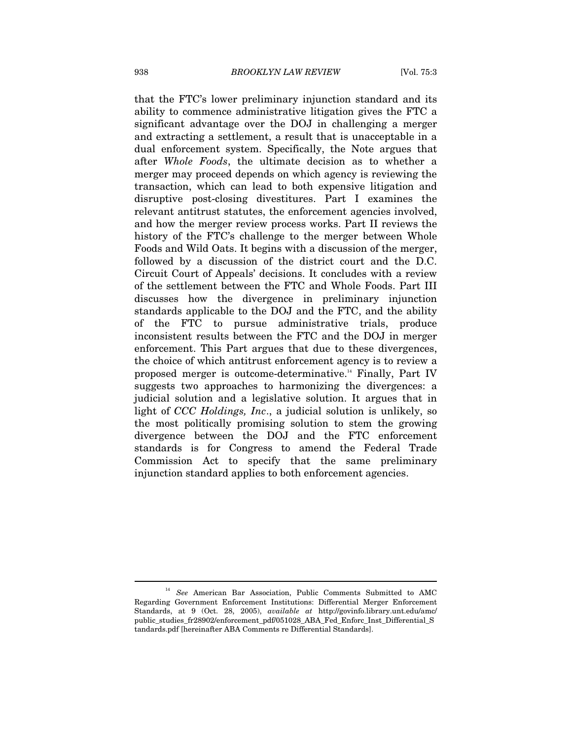that the FTC's lower preliminary injunction standard and its ability to commence administrative litigation gives the FTC a significant advantage over the DOJ in challenging a merger and extracting a settlement, a result that is unacceptable in a dual enforcement system. Specifically, the Note argues that after *Whole Foods*, the ultimate decision as to whether a merger may proceed depends on which agency is reviewing the transaction, which can lead to both expensive litigation and disruptive post-closing divestitures. Part I examines the relevant antitrust statutes, the enforcement agencies involved, and how the merger review process works. Part II reviews the history of the FTC's challenge to the merger between Whole Foods and Wild Oats. It begins with a discussion of the merger, followed by a discussion of the district court and the D.C. Circuit Court of Appeals' decisions. It concludes with a review of the settlement between the FTC and Whole Foods. Part III discusses how the divergence in preliminary injunction standards applicable to the DOJ and the FTC, and the ability of the FTC to pursue administrative trials, produce inconsistent results between the FTC and the DOJ in merger enforcement. This Part argues that due to these divergences, the choice of which antitrust enforcement agency is to review a proposed merger is outcome-determinative.[14] Finally, Part IV suggests two approaches to harmonizing the divergences: a judicial solution and a legislative solution. It argues that in light of *CCC Holdings, Inc*., a judicial solution is unlikely, so the most politically promising solution to stem the growing divergence between the DOJ and the FTC enforcement standards is for Congress to amend the Federal Trade Commission Act to specify that the same preliminary injunction standard applies to both enforcement agencies.

---

[14] *See* American Bar Association, Public Comments Submitted to AMC Regarding Government Enforcement Institutions: Differential Merger Enforcement Standards, at 9 (Oct. 28, 2005), *available at* http://govinfo.library.unt.edu/amc/public_studies_fr28902/enforcement_pdf/051028_ABA_Fed_Enforc_Inst_Differential_Standards.pdf [hereinafter ABA Comments re Differential Standards].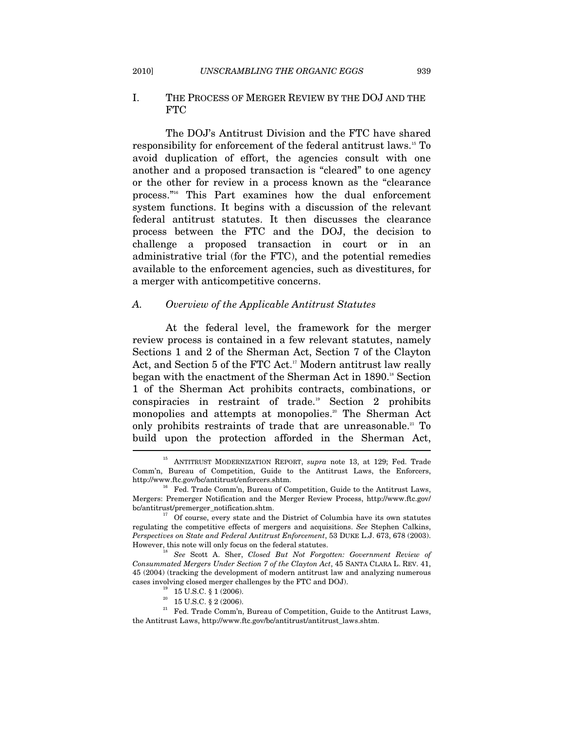## I. THE PROCESS OF MERGER REVIEW BY THE DOJ AND THE FTC

The DOJ's Antitrust Division and the FTC have shared responsibility for enforcement of the federal antitrust laws.[15] To avoid duplication of effort, the agencies consult with one another and a proposed transaction is "cleared" to one agency or the other for review in a process known as the "clearance process."[16] This Part examines how the dual enforcement system functions. It begins with a discussion of the relevant federal antitrust statutes. It then discusses the clearance process between the FTC and the DOJ, the decision to challenge a proposed transaction in court or in an administrative trial (for the FTC), and the potential remedies available to the enforcement agencies, such as divestitures, for a merger with anticompetitive concerns.

### A. *Overview of the Applicable Antitrust Statutes*

At the federal level, the framework for the merger review process is contained in a few relevant statutes, namely Sections 1 and 2 of the Sherman Act, Section 7 of the Clayton Act, and Section 5 of the FTC Act.[17] Modern antitrust law really began with the enactment of the Sherman Act in 1890.[18] Section 1 of the Sherman Act prohibits contracts, combinations, or conspiracies in restraint of trade.[19] Section 2 prohibits monopolies and attempts at monopolies.[20] The Sherman Act only prohibits restraints of trade that are unreasonable.[21] To build upon the protection afforded in the Sherman Act,

---

[15] ANTITRUST MODERNIZATION REPORT, *supra* note 13, at 129; Fed. Trade Comm'n, Bureau of Competition, Guide to the Antitrust Laws, the Enforcers, http://www.ftc.gov/bc/antitrust/enforcers.shtm.

[16] Fed. Trade Comm'n, Bureau of Competition, Guide to the Antitrust Laws, Mergers: Premerger Notification and the Merger Review Process, http://www.ftc.gov/bc/antitrust/premerger_notification.shtm.

[17] Of course, every state and the District of Columbia have its own statutes regulating the competitive effects of mergers and acquisitions. *See* Stephen Calkins, *Perspectives on State and Federal Antitrust Enforcement*, 53 DUKE L.J. 673, 678 (2003). However, this note will only focus on the federal statutes.

[18] *See* Scott A. Sher, *Closed But Not Forgotten: Government Review of Consummated Mergers Under Section 7 of the Clayton Act*, 45 SANTA CLARA L. REV. 41, 45 (2004) (tracking the development of modern antitrust law and analyzing numerous cases involving closed merger challenges by the FTC and DOJ).

[19] 15 U.S.C. § 1 (2006).

[20] 15 U.S.C. § 2 (2006).

[21] Fed. Trade Comm'n, Bureau of Competition, Guide to the Antitrust Laws, the Antitrust Laws, http://www.ftc.gov/bc/antitrust/antitrust_laws.shtm.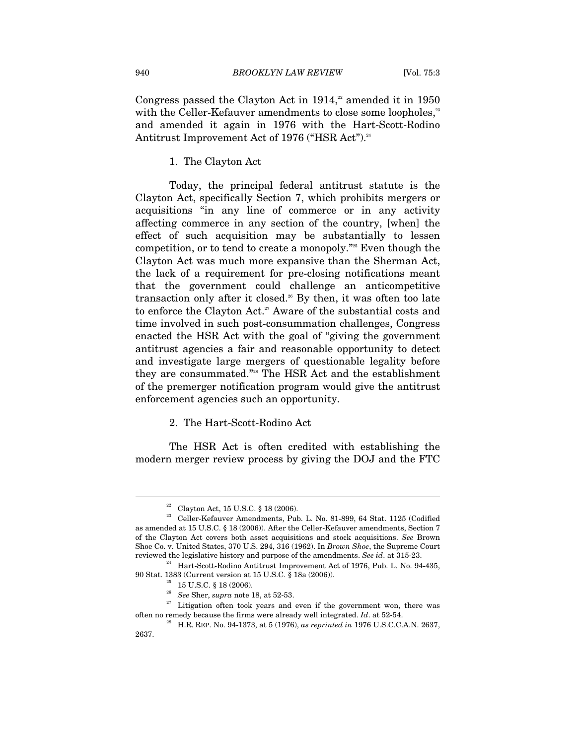Congress passed the Clayton Act in 1914,[22] amended it in 1950 with the Celler-Kefauver amendments to close some loopholes,[23] and amended it again in 1976 with the Hart-Scott-Rodino Antitrust Improvement Act of 1976 ("HSR Act").[24]

### 1. The Clayton Act

Today, the principal federal antitrust statute is the Clayton Act, specifically Section 7, which prohibits mergers or acquisitions "in any line of commerce or in any activity affecting commerce in any section of the country, [when] the effect of such acquisition may be substantially to lessen competition, or to tend to create a monopoly."[25] Even though the Clayton Act was much more expansive than the Sherman Act, the lack of a requirement for pre-closing notifications meant that the government could challenge an anticompetitive transaction only after it closed.[26] By then, it was often too late to enforce the Clayton Act.[27] Aware of the substantial costs and time involved in such post-consummation challenges, Congress enacted the HSR Act with the goal of "giving the government antitrust agencies a fair and reasonable opportunity to detect and investigate large mergers of questionable legality before they are consummated."[28] The HSR Act and the establishment of the premerger notification program would give the antitrust enforcement agencies such an opportunity.

### 2. The Hart-Scott-Rodino Act

The HSR Act is often credited with establishing the modern merger review process by giving the DOJ and the FTC

---

[22] Clayton Act, 15 U.S.C. § 18 (2006).

[23] Celler-Kefauver Amendments, Pub. L. No. 81-899, 64 Stat. 1125 (Codified as amended at 15 U.S.C. § 18 (2006)). After the Celler-Kefauver amendments, Section 7 of the Clayton Act covers both asset acquisitions and stock acquisitions. *See* Brown Shoe Co. v. United States, 370 U.S. 294, 316 (1962). In *Brown Shoe*, the Supreme Court reviewed the legislative history and purpose of the amendments. *See id*. at 315-23.

[24] Hart-Scott-Rodino Antitrust Improvement Act of 1976, Pub. L. No. 94-435, 90 Stat. 1383 (Current version at 15 U.S.C. § 18a (2006)).

[25] 15 U.S.C. § 18 (2006).

[26] *See* Sher, *supra* note 18, at 52-53.

[27] Litigation often took years and even if the government won, there was often no remedy because the firms were already well integrated. *Id*. at 52-54.

[28] H.R. REP. No. 94-1373, at 5 (1976), *as reprinted in* 1976 U.S.C.C.A.N. 2637, 2637.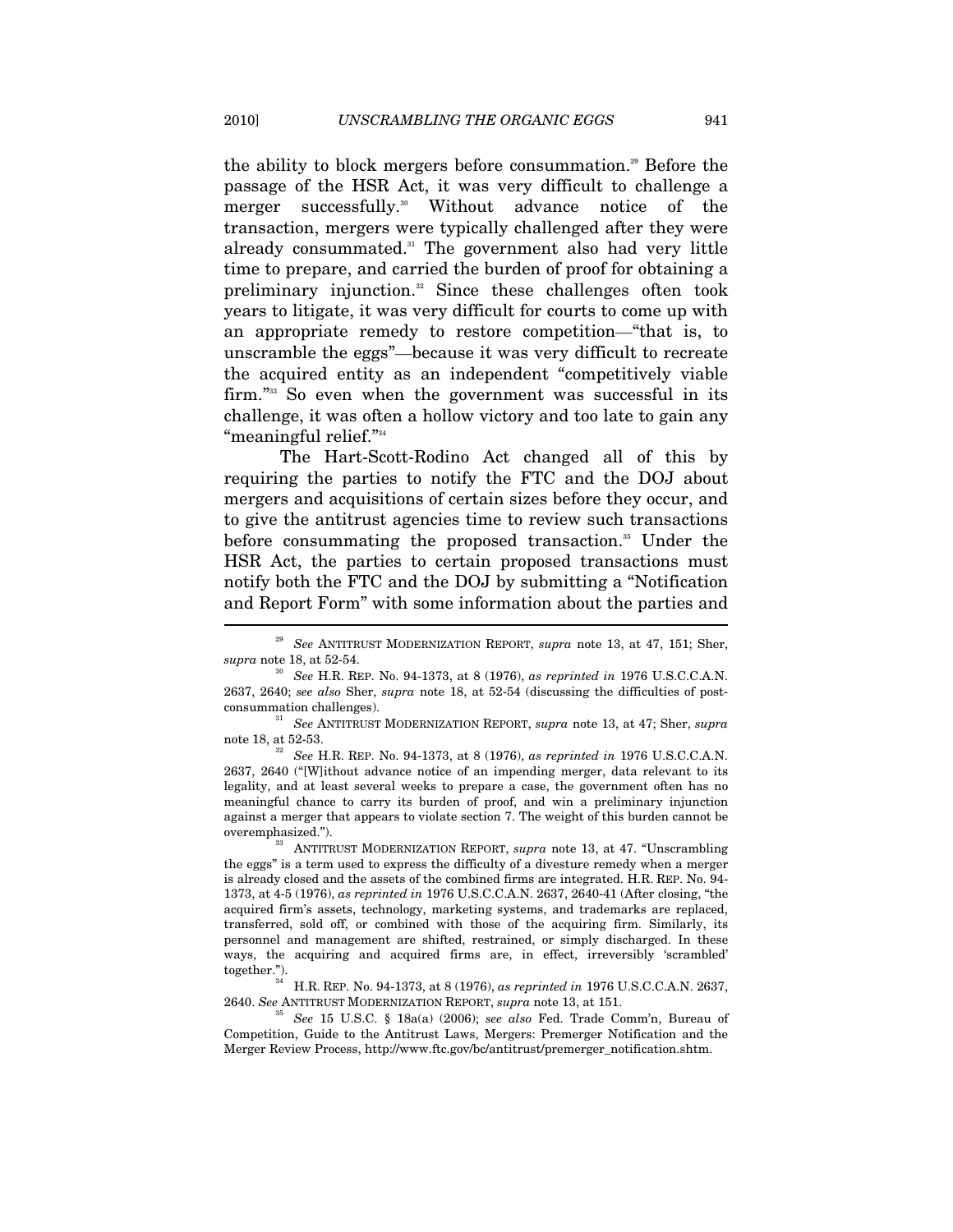the ability to block mergers before consummation.[29] Before the passage of the HSR Act, it was very difficult to challenge a merger successfully.[30] Without advance notice of the transaction, mergers were typically challenged after they were already consummated.[31] The government also had very little time to prepare, and carried the burden of proof for obtaining a preliminary injunction.[32] Since these challenges often took years to litigate, it was very difficult for courts to come up with an appropriate remedy to restore competition—"that is, to unscramble the eggs"—because it was very difficult to recreate the acquired entity as an independent "competitively viable firm."[33] So even when the government was successful in its challenge, it was often a hollow victory and too late to gain any "meaningful relief."[34]

The Hart-Scott-Rodino Act changed all of this by requiring the parties to notify the FTC and the DOJ about mergers and acquisitions of certain sizes before they occur, and to give the antitrust agencies time to review such transactions before consummating the proposed transaction.[35] Under the HSR Act, the parties to certain proposed transactions must notify both the FTC and the DOJ by submitting a "Notification and Report Form" with some information about the parties and

---

[29] *See* ANTITRUST MODERNIZATION REPORT, *supra* note 13, at 47, 151; Sher, *supra* note 18, at 52-54.

[30] *See* H.R. REP. No. 94-1373, at 8 (1976), *as reprinted in* 1976 U.S.C.C.A.N. 2637, 2640; *see also* Sher, *supra* note 18, at 52-54 (discussing the difficulties of post-consummation challenges).

[31] *See* ANTITRUST MODERNIZATION REPORT, *supra* note 13, at 47; Sher, *supra* note 18, at 52-53.

[32] *See* H.R. REP. No. 94-1373, at 8 (1976), *as reprinted in* 1976 U.S.C.C.A.N. 2637, 2640 ("[W]ithout advance notice of an impending merger, data relevant to its legality, and at least several weeks to prepare a case, the government often has no meaningful chance to carry its burden of proof, and win a preliminary injunction against a merger that appears to violate section 7. The weight of this burden cannot be overemphasized.").

[33] ANTITRUST MODERNIZATION REPORT, *supra* note 13, at 47. "Unscrambling the eggs" is a term used to express the difficulty of a divesture remedy when a merger is already closed and the assets of the combined firms are integrated. H.R. REP. No. 94-1373, at 4-5 (1976), *as reprinted in* 1976 U.S.C.C.A.N. 2637, 2640-41 (After closing, "the acquired firm's assets, technology, marketing systems, and trademarks are replaced, transferred, sold off, or combined with those of the acquiring firm. Similarly, its personnel and management are shifted, restrained, or simply discharged. In these ways, the acquiring and acquired firms are, in effect, irreversibly 'scrambled' together.").

[34] H.R. REP. No. 94-1373, at 8 (1976), *as reprinted in* 1976 U.S.C.C.A.N. 2637, 2640. *See* ANTITRUST MODERNIZATION REPORT, *supra* note 13, at 151.

[35] *See* 15 U.S.C. § 18a(a) (2006); *see also* Fed. Trade Comm'n, Bureau of Competition, Guide to the Antitrust Laws, Mergers: Premerger Notification and the Merger Review Process, http://www.ftc.gov/bc/antitrust/premerger_notification.shtm.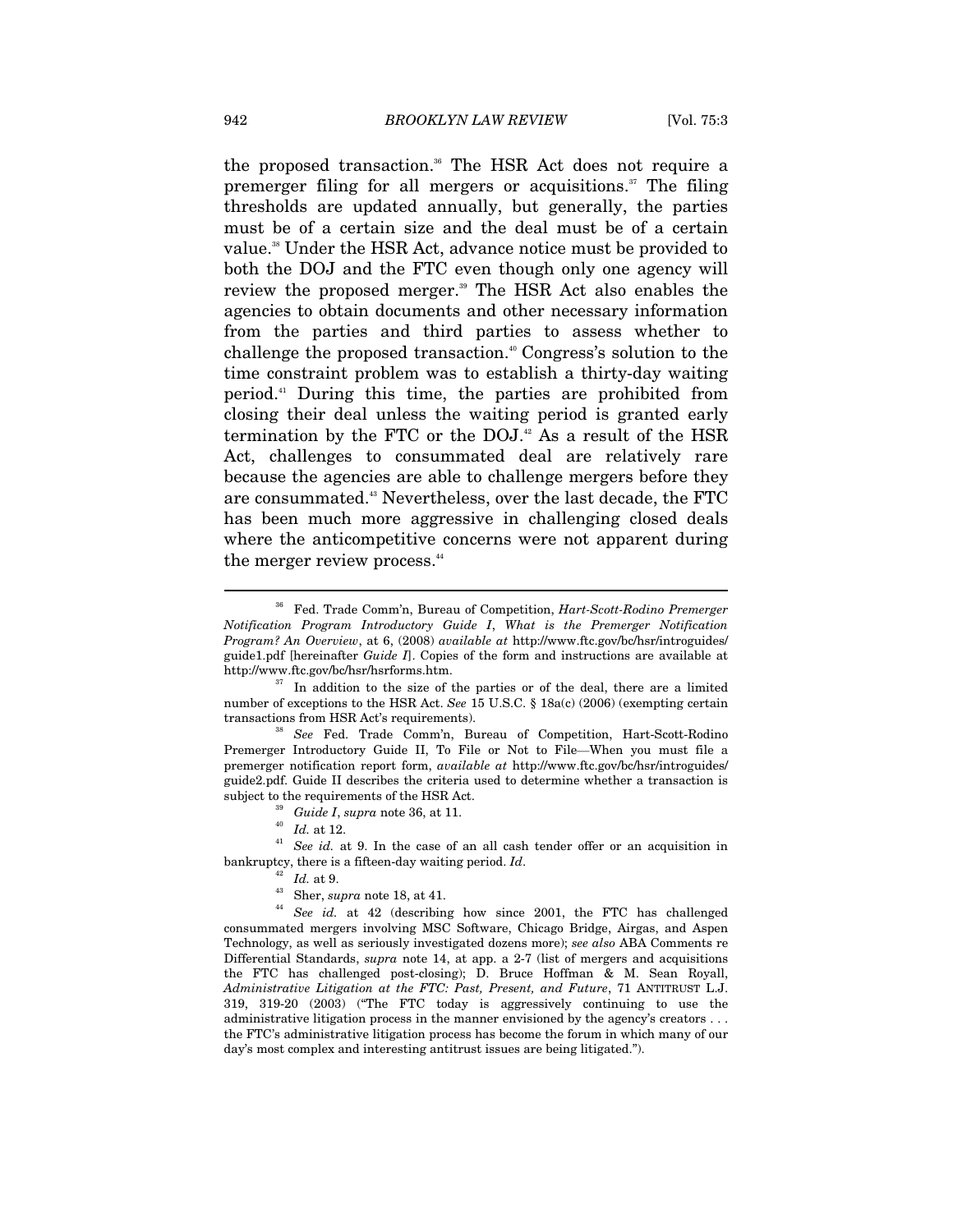the proposed transaction.[36] The HSR Act does not require a premerger filing for all mergers or acquisitions.[37] The filing thresholds are updated annually, but generally, the parties must be of a certain size and the deal must be of a certain value.[38] Under the HSR Act, advance notice must be provided to both the DOJ and the FTC even though only one agency will review the proposed merger.[39] The HSR Act also enables the agencies to obtain documents and other necessary information from the parties and third parties to assess whether to challenge the proposed transaction.[40] Congress's solution to the time constraint problem was to establish a thirty-day waiting period.[41] During this time, the parties are prohibited from closing their deal unless the waiting period is granted early termination by the FTC or the DOJ.[42] As a result of the HSR Act, challenges to consummated deal are relatively rare because the agencies are able to challenge mergers before they are consummated.[43] Nevertheless, over the last decade, the FTC has been much more aggressive in challenging closed deals where the anticompetitive concerns were not apparent during the merger review process.[44]

---

[36] Fed. Trade Comm'n, Bureau of Competition, *Hart-Scott-Rodino Premerger Notification Program Introductory Guide I*, *What is the Premerger Notification Program? An Overview*, at 6, (2008) *available at* http://www.ftc.gov/bc/hsr/introguides/guide1.pdf [hereinafter *Guide I*]. Copies of the form and instructions are available at http://www.ftc.gov/bc/hsr/hsrforms.htm.

[37] In addition to the size of the parties or of the deal, there are a limited number of exceptions to the HSR Act. *See* 15 U.S.C. § 18a(c) (2006) (exempting certain transactions from HSR Act's requirements).

[38] *See* Fed. Trade Comm'n, Bureau of Competition, Hart-Scott-Rodino Premerger Introductory Guide II, To File or Not to File—When you must file a premerger notification report form, *available at* http://www.ftc.gov/bc/hsr/introguides/guide2.pdf. Guide II describes the criteria used to determine whether a transaction is subject to the requirements of the HSR Act.

[39] *Guide I*, *supra* note 36, at 11.

[40] *Id.* at 12.

[41] *See id.* at 9. In the case of an all cash tender offer or an acquisition in bankruptcy, there is a fifteen-day waiting period. *Id*.

[42] *Id.* at 9.

[43] Sher, *supra* note 18, at 41.

[44] *See id.* at 42 (describing how since 2001, the FTC has challenged consummated mergers involving MSC Software, Chicago Bridge, Airgas, and Aspen Technology, as well as seriously investigated dozens more); *see also* ABA Comments re Differential Standards, *supra* note 14, at app. a 2-7 (list of mergers and acquisitions the FTC has challenged post-closing); D. Bruce Hoffman & M. Sean Royall, *Administrative Litigation at the FTC: Past, Present, and Future*, 71 ANTITRUST L.J. 319, 319-20 (2003) ("The FTC today is aggressively continuing to use the administrative litigation process in the manner envisioned by the agency's creators . . . the FTC's administrative litigation process has become the forum in which many of our day's most complex and interesting antitrust issues are being litigated.").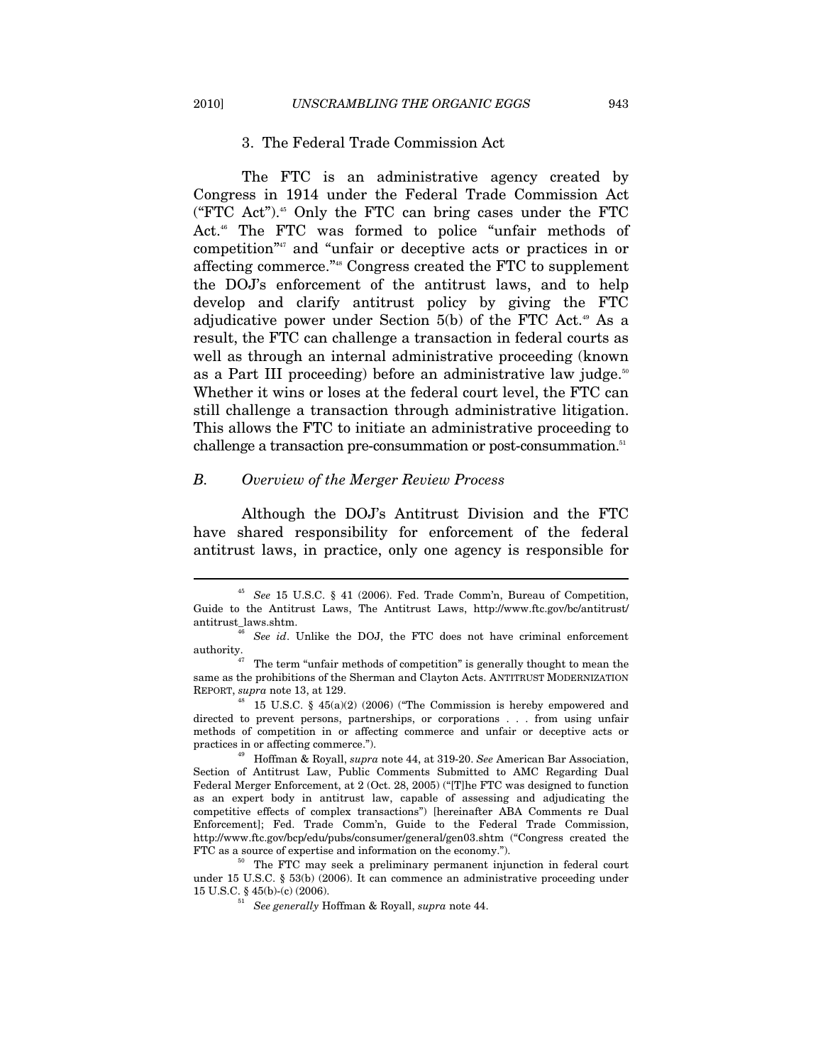### 3. The Federal Trade Commission Act

The FTC is an administrative agency created by Congress in 1914 under the Federal Trade Commission Act ("FTC Act").[45] Only the FTC can bring cases under the FTC Act.[46] The FTC was formed to police "unfair methods of competition"[47] and "unfair or deceptive acts or practices in or affecting commerce."[48] Congress created the FTC to supplement the DOJ's enforcement of the antitrust laws, and to help develop and clarify antitrust policy by giving the FTC adjudicative power under Section 5(b) of the FTC Act.[49] As a result, the FTC can challenge a transaction in federal courts as well as through an internal administrative proceeding (known as a Part III proceeding) before an administrative law judge.[50] Whether it wins or loses at the federal court level, the FTC can still challenge a transaction through administrative litigation. This allows the FTC to initiate an administrative proceeding to challenge a transaction pre-consummation or post-consummation.[51]

## *B. Overview of the Merger Review Process*

Although the DOJ's Antitrust Division and the FTC have shared responsibility for enforcement of the federal antitrust laws, in practice, only one agency is responsible for

---

[45] *See* 15 U.S.C. § 41 (2006). Fed. Trade Comm'n, Bureau of Competition, Guide to the Antitrust Laws, The Antitrust Laws, http://www.ftc.gov/bc/antitrust/antitrust_laws.shtm.

[46] *See id*. Unlike the DOJ, the FTC does not have criminal enforcement authority.

[47] The term "unfair methods of competition" is generally thought to mean the same as the prohibitions of the Sherman and Clayton Acts. ANTITRUST MODERNIZATION REPORT, *supra* note 13, at 129.

[48] 15 U.S.C. § 45(a)(2) (2006) ("The Commission is hereby empowered and directed to prevent persons, partnerships, or corporations . . . from using unfair methods of competition in or affecting commerce and unfair or deceptive acts or practices in or affecting commerce.").

[49] Hoffman & Royall, *supra* note 44, at 319-20. *See* American Bar Association, Section of Antitrust Law, Public Comments Submitted to AMC Regarding Dual Federal Merger Enforcement, at 2 (Oct. 28, 2005) ("[T]he FTC was designed to function as an expert body in antitrust law, capable of assessing and adjudicating the competitive effects of complex transactions") [hereinafter ABA Comments re Dual Enforcement]; Fed. Trade Comm'n, Guide to the Federal Trade Commission, http://www.ftc.gov/bcp/edu/pubs/consumer/general/gen03.shtm ("Congress created the FTC as a source of expertise and information on the economy.").

[50] The FTC may seek a preliminary permanent injunction in federal court under 15 U.S.C. § 53(b) (2006). It can commence an administrative proceeding under 15 U.S.C. § 45(b)-(c) (2006).

[51] *See generally* Hoffman & Royall, *supra* note 44.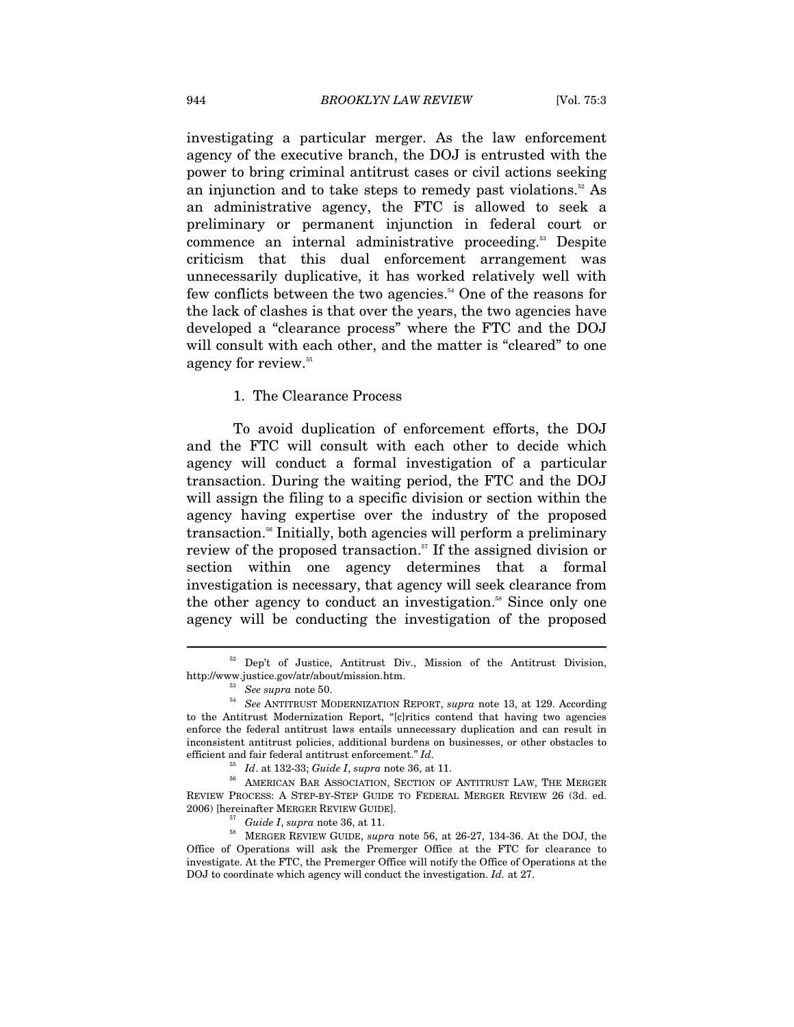investigating a particular merger. As the law enforcement agency of the executive branch, the DOJ is entrusted with the power to bring criminal antitrust cases or civil actions seeking an injunction and to take steps to remedy past violations.[52] As an administrative agency, the FTC is allowed to seek a preliminary or permanent injunction in federal court or commence an internal administrative proceeding.[53] Despite criticism that this dual enforcement arrangement was unnecessarily duplicative, it has worked relatively well with few conflicts between the two agencies.[54] One of the reasons for the lack of clashes is that over the years, the two agencies have developed a "clearance process" where the FTC and the DOJ will consult with each other, and the matter is "cleared" to one agency for review.[55]

### 1. The Clearance Process

To avoid duplication of enforcement efforts, the DOJ and the FTC will consult with each other to decide which agency will conduct a formal investigation of a particular transaction. During the waiting period, the FTC and the DOJ will assign the filing to a specific division or section within the agency having expertise over the industry of the proposed transaction.[56] Initially, both agencies will perform a preliminary review of the proposed transaction.[57] If the assigned division or section within one agency determines that a formal investigation is necessary, that agency will seek clearance from the other agency to conduct an investigation.[58] Since only one agency will be conducting the investigation of the proposed

---

[52] Dep't of Justice, Antitrust Div., Mission of the Antitrust Division, http://www.justice.gov/atr/about/mission.htm.

[53] *See supra* note 50.

[54] *See* ANTITRUST MODERNIZATION REPORT, *supra* note 13, at 129. According to the Antitrust Modernization Report, "[c]ritics contend that having two agencies enforce the federal antitrust laws entails unnecessary duplication and can result in inconsistent antitrust policies, additional burdens on businesses, or other obstacles to efficient and fair federal antitrust enforcement." *Id*.

[55] *Id*. at 132-33; *Guide I*, *supra* note 36, at 11.

[56] AMERICAN BAR ASSOCIATION, SECTION OF ANTITRUST LAW, THE MERGER REVIEW PROCESS: A STEP-BY-STEP GUIDE TO FEDERAL MERGER REVIEW 26 (3d. ed. 2006) [hereinafter MERGER REVIEW GUIDE].

[57] *Guide I*, *supra* note 36, at 11.

[58] MERGER REVIEW GUIDE, *supra* note 56, at 26-27, 134-36. At the DOJ, the Office of Operations will ask the Premerger Office at the FTC for clearance to investigate. At the FTC, the Premerger Office will notify the Office of Operations at the DOJ to coordinate which agency will conduct the investigation. *Id.* at 27.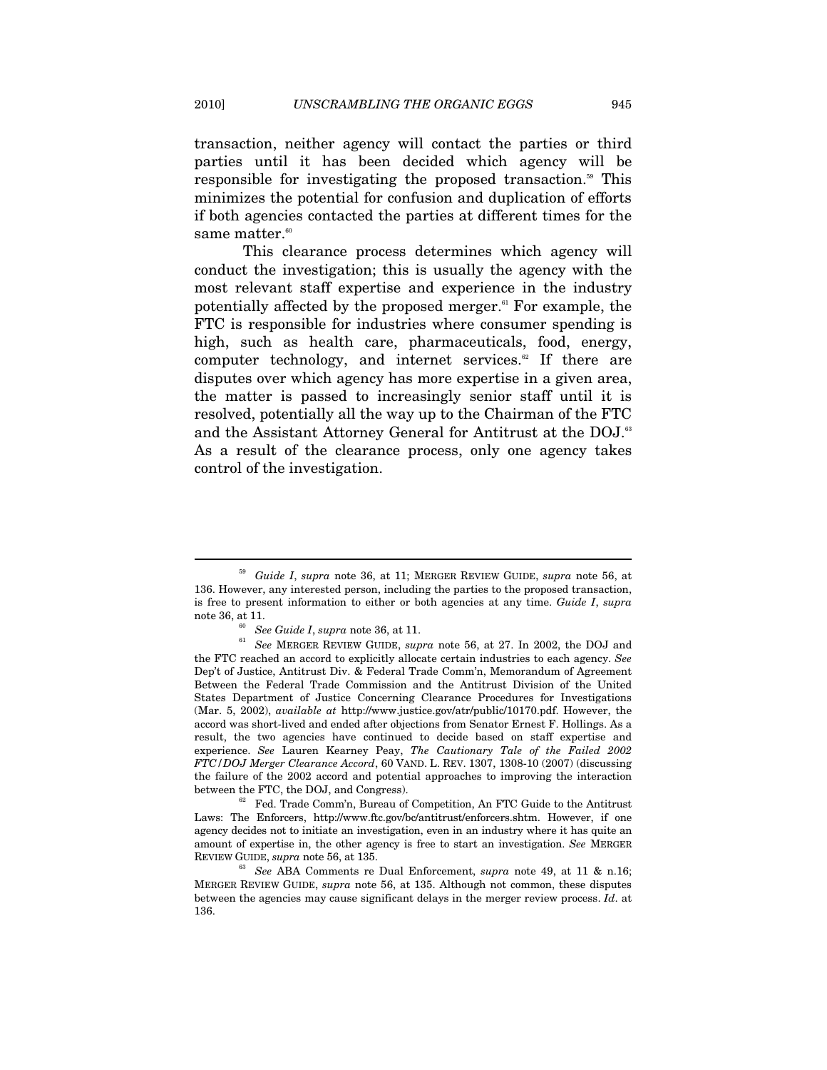transaction, neither agency will contact the parties or third parties until it has been decided which agency will be responsible for investigating the proposed transaction.[59] This minimizes the potential for confusion and duplication of efforts if both agencies contacted the parties at different times for the same matter.[60]

This clearance process determines which agency will conduct the investigation; this is usually the agency with the most relevant staff expertise and experience in the industry potentially affected by the proposed merger.[61] For example, the FTC is responsible for industries where consumer spending is high, such as health care, pharmaceuticals, food, energy, computer technology, and internet services.[62] If there are disputes over which agency has more expertise in a given area, the matter is passed to increasingly senior staff until it is resolved, potentially all the way up to the Chairman of the FTC and the Assistant Attorney General for Antitrust at the DOJ.[63] As a result of the clearance process, only one agency takes control of the investigation.

---

[59] *Guide I*, *supra* note 36, at 11; MERGER REVIEW GUIDE, *supra* note 56, at 136. However, any interested person, including the parties to the proposed transaction, is free to present information to either or both agencies at any time. *Guide I*, *supra* note 36, at 11.

[60] *See Guide I*, *supra* note 36, at 11.

[61] *See* MERGER REVIEW GUIDE, *supra* note 56, at 27. In 2002, the DOJ and the FTC reached an accord to explicitly allocate certain industries to each agency. *See* Dep't of Justice, Antitrust Div. & Federal Trade Comm'n, Memorandum of Agreement Between the Federal Trade Commission and the Antitrust Division of the United States Department of Justice Concerning Clearance Procedures for Investigations (Mar. 5, 2002), *available at* http://www.justice.gov/atr/public/10170.pdf. However, the accord was short-lived and ended after objections from Senator Ernest F. Hollings. As a result, the two agencies have continued to decide based on staff expertise and experience. *See* Lauren Kearney Peay, *The Cautionary Tale of the Failed 2002 FTC/DOJ Merger Clearance Accord*, 60 VAND. L. REV. 1307, 1308-10 (2007) (discussing the failure of the 2002 accord and potential approaches to improving the interaction between the FTC, the DOJ, and Congress).

[62] Fed. Trade Comm'n, Bureau of Competition, An FTC Guide to the Antitrust Laws: The Enforcers, http://www.ftc.gov/bc/antitrust/enforcers.shtm. However, if one agency decides not to initiate an investigation, even in an industry where it has quite an amount of expertise in, the other agency is free to start an investigation. *See* MERGER REVIEW GUIDE, *supra* note 56, at 135.

[63] *See* ABA Comments re Dual Enforcement, *supra* note 49, at 11 & n.16; MERGER REVIEW GUIDE, *supra* note 56, at 135. Although not common, these disputes between the agencies may cause significant delays in the merger review process. *Id*. at 136.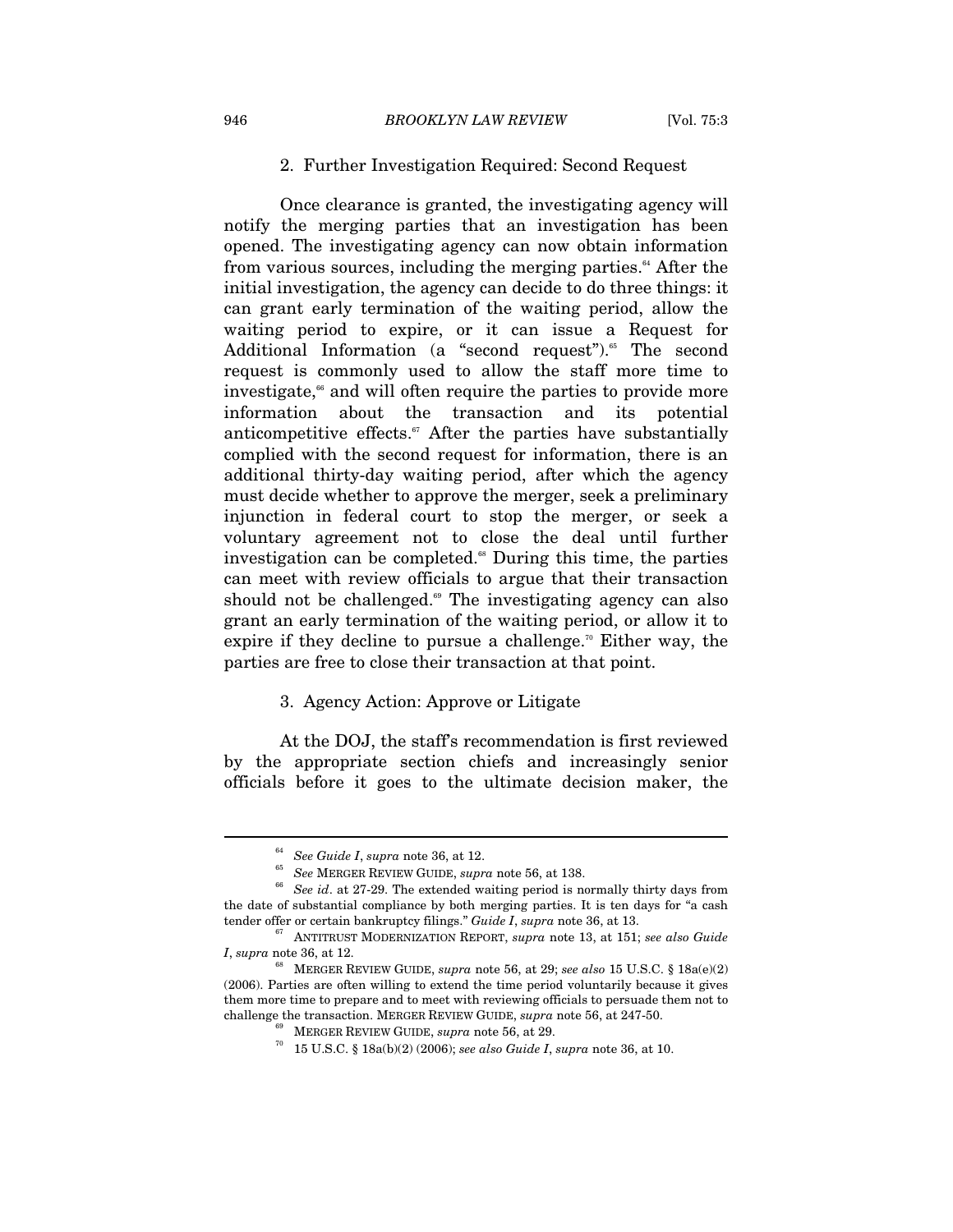### 2. Further Investigation Required: Second Request

Once clearance is granted, the investigating agency will notify the merging parties that an investigation has been opened. The investigating agency can now obtain information from various sources, including the merging parties.[64] After the initial investigation, the agency can decide to do three things: it can grant early termination of the waiting period, allow the waiting period to expire, or it can issue a Request for Additional Information (a "second request").[65] The second request is commonly used to allow the staff more time to investigate,[66] and will often require the parties to provide more information about the transaction and its potential anticompetitive effects.[67] After the parties have substantially complied with the second request for information, there is an additional thirty-day waiting period, after which the agency must decide whether to approve the merger, seek a preliminary injunction in federal court to stop the merger, or seek a voluntary agreement not to close the deal until further investigation can be completed.[68] During this time, the parties can meet with review officials to argue that their transaction should not be challenged.[69] The investigating agency can also grant an early termination of the waiting period, or allow it to expire if they decline to pursue a challenge.[70] Either way, the parties are free to close their transaction at that point.

### 3. Agency Action: Approve or Litigate

At the DOJ, the staff's recommendation is first reviewed by the appropriate section chiefs and increasingly senior officials before it goes to the ultimate decision maker, the

---

[64] *See Guide I*, *supra* note 36, at 12.

[65] *See* MERGER REVIEW GUIDE, *supra* note 56, at 138.

[66] *See id*. at 27-29. The extended waiting period is normally thirty days from the date of substantial compliance by both merging parties. It is ten days for "a cash tender offer or certain bankruptcy filings." *Guide I*, *supra* note 36, at 13.

[67] ANTITRUST MODERNIZATION REPORT, *supra* note 13, at 151; *see also Guide I*, *supra* note 36, at 12.

[68] MERGER REVIEW GUIDE, *supra* note 56, at 29; *see also* 15 U.S.C. § 18a(e)(2) (2006). Parties are often willing to extend the time period voluntarily because it gives them more time to prepare and to meet with reviewing officials to persuade them not to challenge the transaction. MERGER REVIEW GUIDE, *supra* note 56, at 247-50.

[69] MERGER REVIEW GUIDE, *supra* note 56, at 29.

[70] 15 U.S.C. § 18a(b)(2) (2006); *see also Guide I*, *supra* note 36, at 10.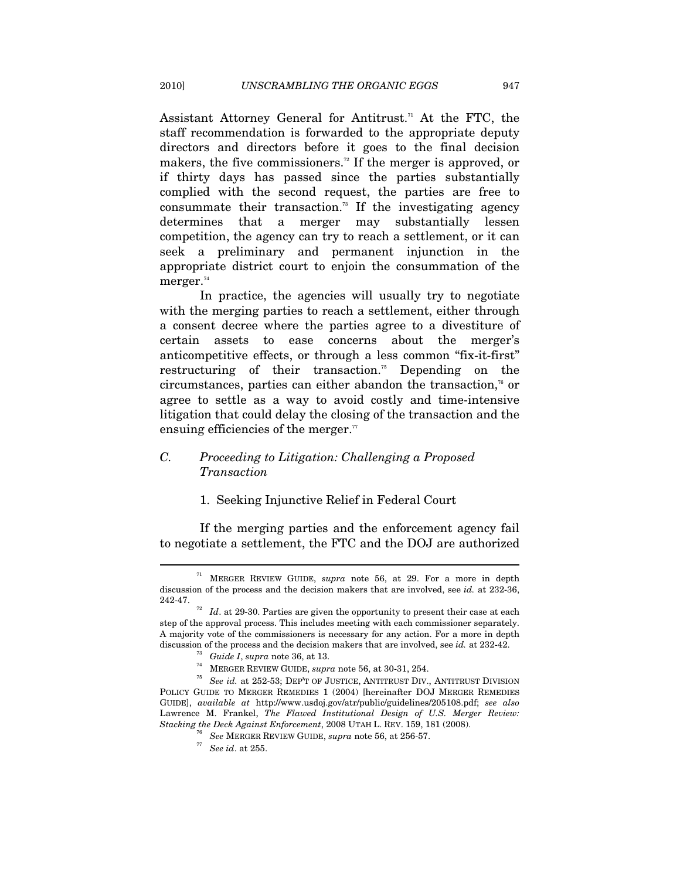Assistant Attorney General for Antitrust.[71] At the FTC, the staff recommendation is forwarded to the appropriate deputy directors and directors before it goes to the final decision makers, the five commissioners.[72] If the merger is approved, or if thirty days has passed since the parties substantially complied with the second request, the parties are free to consummate their transaction.[73] If the investigating agency determines that a merger may substantially lessen competition, the agency can try to reach a settlement, or it can seek a preliminary and permanent injunction in the appropriate district court to enjoin the consummation of the merger.[74]

In practice, the agencies will usually try to negotiate with the merging parties to reach a settlement, either through a consent decree where the parties agree to a divestiture of certain assets to ease concerns about the merger's anticompetitive effects, or through a less common "fix-it-first" restructuring of their transaction.[75] Depending on the circumstances, parties can either abandon the transaction,[76] or agree to settle as a way to avoid costly and time-intensive litigation that could delay the closing of the transaction and the ensuing efficiencies of the merger.[77]

### *C. Proceeding to Litigation: Challenging a Proposed Transaction*

#### 1. Seeking Injunctive Relief in Federal Court

If the merging parties and the enforcement agency fail to negotiate a settlement, the FTC and the DOJ are authorized

---

[71] MERGER REVIEW GUIDE, *supra* note 56, at 29. For a more in depth discussion of the process and the decision makers that are involved, see *id.* at 232-36, 242-47.

[72] *Id*. at 29-30. Parties are given the opportunity to present their case at each step of the approval process. This includes meeting with each commissioner separately. A majority vote of the commissioners is necessary for any action. For a more in depth discussion of the process and the decision makers that are involved, see *id.* at 232-42.

[73] *Guide I*, *supra* note 36, at 13.

[74] MERGER REVIEW GUIDE, *supra* note 56, at 30-31, 254.

[75] *See id.* at 252-53; DEP'T OF JUSTICE, ANTITRUST DIV., ANTITRUST DIVISION POLICY GUIDE TO MERGER REMEDIES 1 (2004) [hereinafter DOJ MERGER REMEDIES GUIDE], *available at* http://www.usdoj.gov/atr/public/guidelines/205108.pdf; *see also* Lawrence M. Frankel, *The Flawed Institutional Design of U.S. Merger Review: Stacking the Deck Against Enforcement*, 2008 UTAH L. REV. 159, 181 (2008).

[76] *See* MERGER REVIEW GUIDE, *supra* note 56, at 256-57.

[77] *See id*. at 255.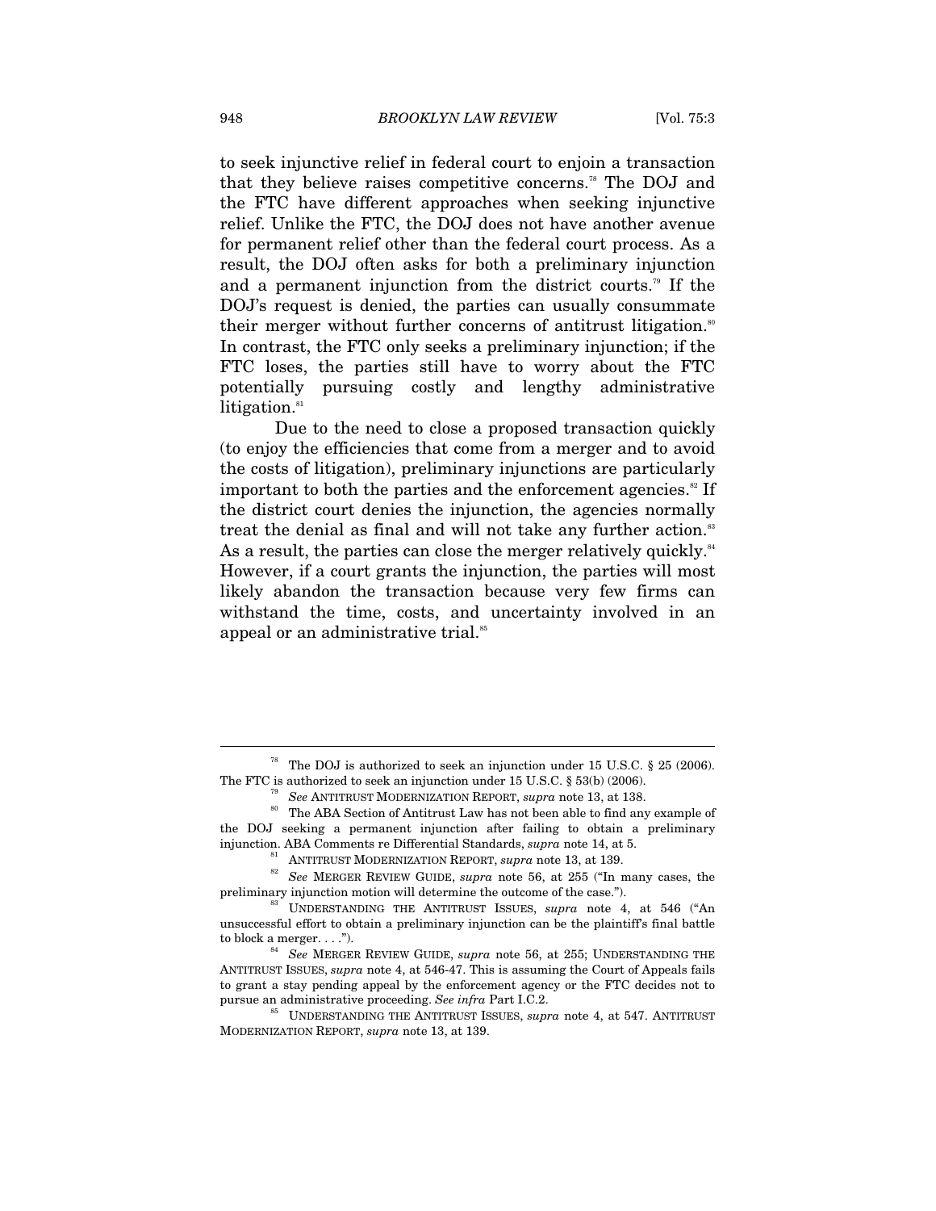to seek injunctive relief in federal court to enjoin a transaction that they believe raises competitive concerns.[78] The DOJ and the FTC have different approaches when seeking injunctive relief. Unlike the FTC, the DOJ does not have another avenue for permanent relief other than the federal court process. As a result, the DOJ often asks for both a preliminary injunction and a permanent injunction from the district courts.[79] If the DOJ's request is denied, the parties can usually consummate their merger without further concerns of antitrust litigation.[80] In contrast, the FTC only seeks a preliminary injunction; if the FTC loses, the parties still have to worry about the FTC potentially pursuing costly and lengthy administrative litigation.[81]

Due to the need to close a proposed transaction quickly (to enjoy the efficiencies that come from a merger and to avoid the costs of litigation), preliminary injunctions are particularly important to both the parties and the enforcement agencies.[82] If the district court denies the injunction, the agencies normally treat the denial as final and will not take any further action.[83] As a result, the parties can close the merger relatively quickly.[84] However, if a court grants the injunction, the parties will most likely abandon the transaction because very few firms can withstand the time, costs, and uncertainty involved in an appeal or an administrative trial.[85]

---

[78] The DOJ is authorized to seek an injunction under 15 U.S.C. § 25 (2006). The FTC is authorized to seek an injunction under 15 U.S.C. § 53(b) (2006).

[79] *See* ANTITRUST MODERNIZATION REPORT, *supra* note 13, at 138.

[80] The ABA Section of Antitrust Law has not been able to find any example of the DOJ seeking a permanent injunction after failing to obtain a preliminary injunction. ABA Comments re Differential Standards, *supra* note 14, at 5.

[81] ANTITRUST MODERNIZATION REPORT, *supra* note 13, at 139.

[82] *See* MERGER REVIEW GUIDE, *supra* note 56, at 255 ("In many cases, the preliminary injunction motion will determine the outcome of the case.").

[83] UNDERSTANDING THE ANTITRUST ISSUES, *supra* note 4, at 546 ("An unsuccessful effort to obtain a preliminary injunction can be the plaintiff's final battle to block a merger. . . .").

[84] *See* MERGER REVIEW GUIDE, *supra* note 56, at 255; UNDERSTANDING THE ANTITRUST ISSUES, *supra* note 4, at 546-47. This is assuming the Court of Appeals fails to grant a stay pending appeal by the enforcement agency or the FTC decides not to pursue an administrative proceeding. *See infra* Part I.C.2.

[85] UNDERSTANDING THE ANTITRUST ISSUES, *supra* note 4, at 547. ANTITRUST MODERNIZATION REPORT, *supra* note 13, at 139.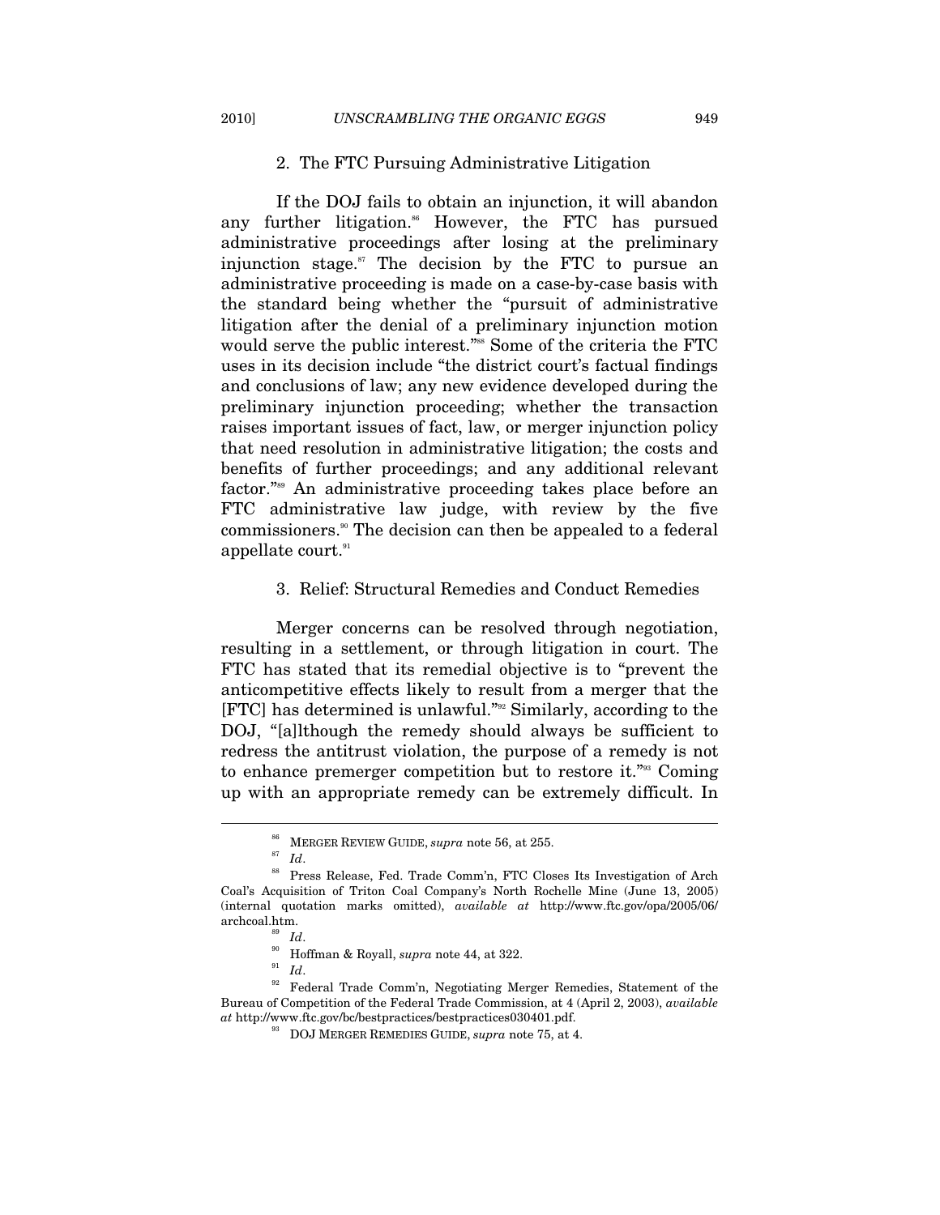### 2. The FTC Pursuing Administrative Litigation

If the DOJ fails to obtain an injunction, it will abandon any further litigation.[86] However, the FTC has pursued administrative proceedings after losing at the preliminary injunction stage.[87] The decision by the FTC to pursue an administrative proceeding is made on a case-by-case basis with the standard being whether the "pursuit of administrative litigation after the denial of a preliminary injunction motion would serve the public interest."[88] Some of the criteria the FTC uses in its decision include "the district court's factual findings and conclusions of law; any new evidence developed during the preliminary injunction proceeding; whether the transaction raises important issues of fact, law, or merger injunction policy that need resolution in administrative litigation; the costs and benefits of further proceedings; and any additional relevant factor."[89] An administrative proceeding takes place before an FTC administrative law judge, with review by the five commissioners.[90] The decision can then be appealed to a federal appellate court.[91]

### 3. Relief: Structural Remedies and Conduct Remedies

Merger concerns can be resolved through negotiation, resulting in a settlement, or through litigation in court. The FTC has stated that its remedial objective is to "prevent the anticompetitive effects likely to result from a merger that the [FTC] has determined is unlawful."[92] Similarly, according to the DOJ, "[a]lthough the remedy should always be sufficient to redress the antitrust violation, the purpose of a remedy is not to enhance premerger competition but to restore it."[93] Coming up with an appropriate remedy can be extremely difficult. In

---

[86] MERGER REVIEW GUIDE, *supra* note 56, at 255.

[87] *Id*.

[88] Press Release, Fed. Trade Comm'n, FTC Closes Its Investigation of Arch Coal's Acquisition of Triton Coal Company's North Rochelle Mine (June 13, 2005) (internal quotation marks omitted), *available at* http://www.ftc.gov/opa/2005/06/archcoal.htm.

[89] *Id*.

[90] Hoffman & Royall, *supra* note 44, at 322.

[91] *Id*.

[92] Federal Trade Comm'n, Negotiating Merger Remedies, Statement of the Bureau of Competition of the Federal Trade Commission, at 4 (April 2, 2003), *available at* http://www.ftc.gov/bc/bestpractices/bestpractices030401.pdf.

[93] DOJ MERGER REMEDIES GUIDE, *supra* note 75, at 4.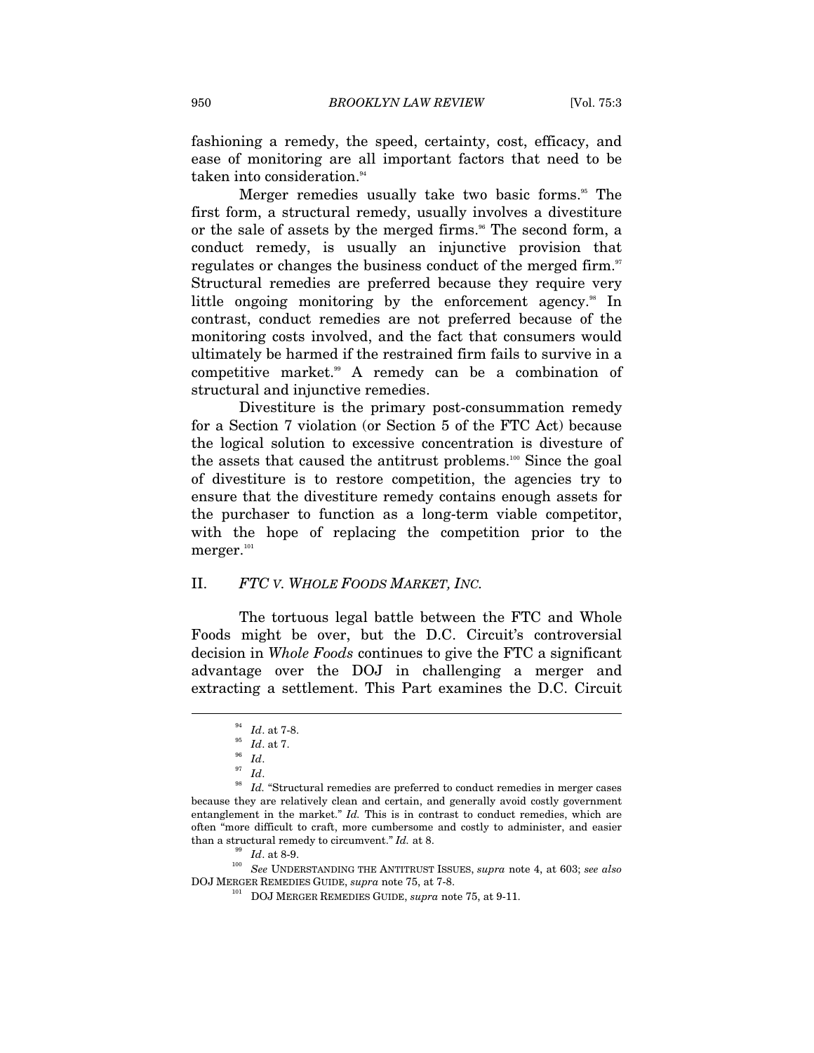fashioning a remedy, the speed, certainty, cost, efficacy, and ease of monitoring are all important factors that need to be taken into consideration.[94]

Merger remedies usually take two basic forms.[95] The first form, a structural remedy, usually involves a divestiture or the sale of assets by the merged firms.[96] The second form, a conduct remedy, is usually an injunctive provision that regulates or changes the business conduct of the merged firm.[97] Structural remedies are preferred because they require very little ongoing monitoring by the enforcement agency.[98] In contrast, conduct remedies are not preferred because of the monitoring costs involved, and the fact that consumers would ultimately be harmed if the restrained firm fails to survive in a competitive market.[99] A remedy can be a combination of structural and injunctive remedies.

Divestiture is the primary post-consummation remedy for a Section 7 violation (or Section 5 of the FTC Act) because the logical solution to excessive concentration is divesture of the assets that caused the antitrust problems.[100] Since the goal of divestiture is to restore competition, the agencies try to ensure that the divestiture remedy contains enough assets for the purchaser to function as a long-term viable competitor, with the hope of replacing the competition prior to the merger.[101]

## II. *FTC v. Whole Foods Market, Inc.*

The tortuous legal battle between the FTC and Whole Foods might be over, but the D.C. Circuit's controversial decision in *Whole Foods* continues to give the FTC a significant advantage over the DOJ in challenging a merger and extracting a settlement. This Part examines the D.C. Circuit

---

[94] *Id*. at 7-8.

[95] *Id*. at 7.

[96] *Id*.

[97] *Id*.

[98] *Id.* "Structural remedies are preferred to conduct remedies in merger cases because they are relatively clean and certain, and generally avoid costly government entanglement in the market." *Id.* This is in contrast to conduct remedies, which are often "more difficult to craft, more cumbersome and costly to administer, and easier than a structural remedy to circumvent." *Id.* at 8.

[99] *Id*. at 8-9.

[100] *See* UNDERSTANDING THE ANTITRUST ISSUES, *supra* note 4, at 603; *see also* DOJ MERGER REMEDIES GUIDE, *supra* note 75, at 7-8.

[101] DOJ MERGER REMEDIES GUIDE, *supra* note 75, at 9-11.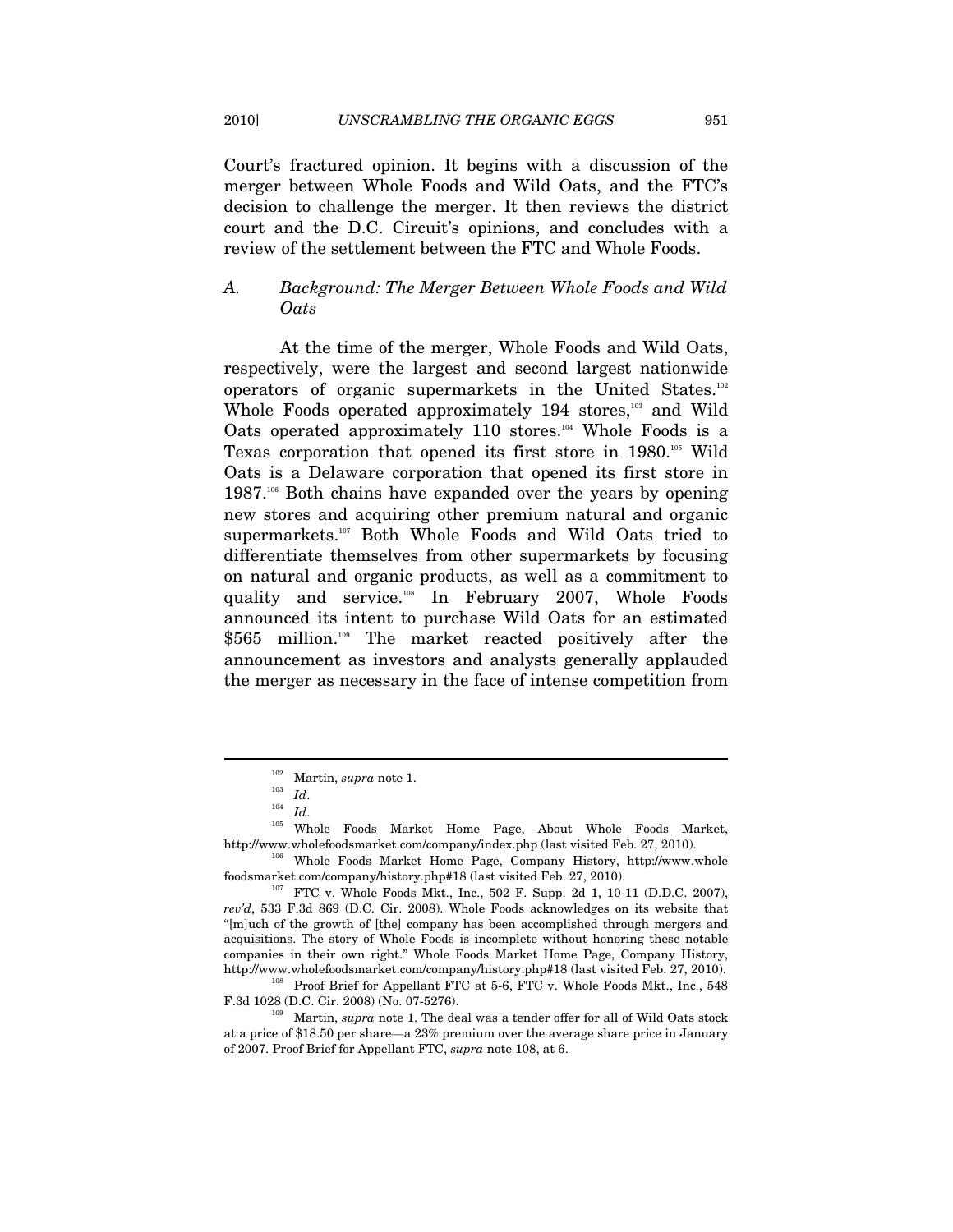Court's fractured opinion. It begins with a discussion of the merger between Whole Foods and Wild Oats, and the FTC's decision to challenge the merger. It then reviews the district court and the D.C. Circuit's opinions, and concludes with a review of the settlement between the FTC and Whole Foods.

### A. *Background: The Merger Between Whole Foods and Wild Oats*

At the time of the merger, Whole Foods and Wild Oats, respectively, were the largest and second largest nationwide operators of organic supermarkets in the United States.[102] Whole Foods operated approximately 194 stores,[103] and Wild Oats operated approximately 110 stores.[104] Whole Foods is a Texas corporation that opened its first store in 1980.[105] Wild Oats is a Delaware corporation that opened its first store in 1987.[106] Both chains have expanded over the years by opening new stores and acquiring other premium natural and organic supermarkets.[107] Both Whole Foods and Wild Oats tried to differentiate themselves from other supermarkets by focusing on natural and organic products, as well as a commitment to quality and service.[108] In February 2007, Whole Foods announced its intent to purchase Wild Oats for an estimated $565 million.[109] The market reacted positively after the announcement as investors and analysts generally applauded the merger as necessary in the face of intense competition from

---

[102] Martin, *supra* note 1.

[103] *Id*.

[104] *Id*.

[105] Whole Foods Market Home Page, About Whole Foods Market, http://www.wholefoodsmarket.com/company/index.php (last visited Feb. 27, 2010).

[106] Whole Foods Market Home Page, Company History, http://www.wholefoodsmarket.com/company/history.php#18 (last visited Feb. 27, 2010).

[107] FTC v. Whole Foods Mkt., Inc., 502 F. Supp. 2d 1, 10-11 (D.D.C. 2007), *rev'd*, 533 F.3d 869 (D.C. Cir. 2008). Whole Foods acknowledges on its website that "[m]uch of the growth of [the] company has been accomplished through mergers and acquisitions. The story of Whole Foods is incomplete without honoring these notable companies in their own right." Whole Foods Market Home Page, Company History, http://www.wholefoodsmarket.com/company/history.php#18 (last visited Feb. 27, 2010).

[108] Proof Brief for Appellant FTC at 5-6, FTC v. Whole Foods Mkt., Inc., 548 F.3d 1028 (D.C. Cir. 2008) (No. 07-5276).

[109] Martin, *supra* note 1. The deal was a tender offer for all of Wild Oats stock at a price of $18.50 per share—a 23% premium over the average share price in January of 2007. Proof Brief for Appellant FTC, *supra* note 108, at 6.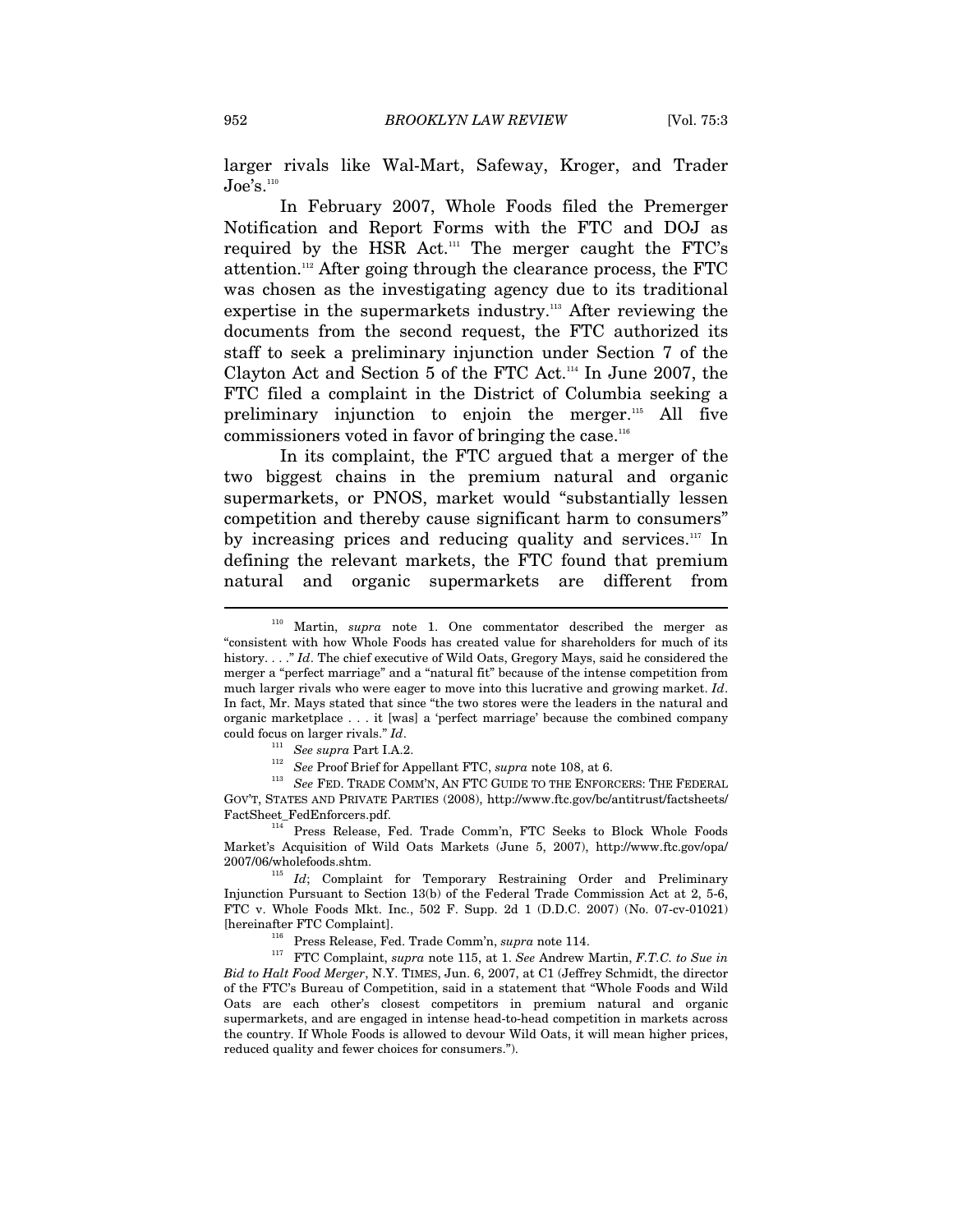larger rivals like Wal-Mart, Safeway, Kroger, and Trader Joe's.[110]

In February 2007, Whole Foods filed the Premerger Notification and Report Forms with the FTC and DOJ as required by the HSR Act.[111] The merger caught the FTC's attention.[112] After going through the clearance process, the FTC was chosen as the investigating agency due to its traditional expertise in the supermarkets industry.[113] After reviewing the documents from the second request, the FTC authorized its staff to seek a preliminary injunction under Section 7 of the Clayton Act and Section 5 of the FTC Act.[114] In June 2007, the FTC filed a complaint in the District of Columbia seeking a preliminary injunction to enjoin the merger.[115] All five commissioners voted in favor of bringing the case.[116]

In its complaint, the FTC argued that a merger of the two biggest chains in the premium natural and organic supermarkets, or PNOS, market would "substantially lessen competition and thereby cause significant harm to consumers" by increasing prices and reducing quality and services.[117] In defining the relevant markets, the FTC found that premium natural and organic supermarkets are different from

---

[110] Martin, *supra* note 1. One commentator described the merger as "consistent with how Whole Foods has created value for shareholders for much of its history. . . ." *Id*. The chief executive of Wild Oats, Gregory Mays, said he considered the merger a "perfect marriage" and a "natural fit" because of the intense competition from much larger rivals who were eager to move into this lucrative and growing market. *Id*. In fact, Mr. Mays stated that since "the two stores were the leaders in the natural and organic marketplace . . . it [was] a 'perfect marriage' because the combined company could focus on larger rivals." *Id*.

[111] *See supra* Part I.A.2.

[112] *See* Proof Brief for Appellant FTC, *supra* note 108, at 6.

[113] *See* FED. TRADE COMM'N, AN FTC GUIDE TO THE ENFORCERS: THE FEDERAL GOV'T, STATES AND PRIVATE PARTIES (2008), http://www.ftc.gov/bc/antitrust/factsheets/FactSheet_FedEnforcers.pdf.

[114] Press Release, Fed. Trade Comm'n, FTC Seeks to Block Whole Foods Market's Acquisition of Wild Oats Markets (June 5, 2007), http://www.ftc.gov/opa/2007/06/wholefoods.shtm.

[115] *Id*; Complaint for Temporary Restraining Order and Preliminary Injunction Pursuant to Section 13(b) of the Federal Trade Commission Act at 2, 5-6, FTC v. Whole Foods Mkt. Inc., 502 F. Supp. 2d 1 (D.D.C. 2007) (No. 07-cv-01021) [hereinafter FTC Complaint].

[116] Press Release, Fed. Trade Comm'n, *supra* note 114.

[117] FTC Complaint, *supra* note 115, at 1. *See* Andrew Martin, *F.T.C. to Sue in Bid to Halt Food Merger*, N.Y. TIMES, Jun. 6, 2007, at C1 (Jeffrey Schmidt, the director of the FTC's Bureau of Competition, said in a statement that "Whole Foods and Wild Oats are each other's closest competitors in premium natural and organic supermarkets, and are engaged in intense head-to-head competition in markets across the country. If Whole Foods is allowed to devour Wild Oats, it will mean higher prices, reduced quality and fewer choices for consumers.").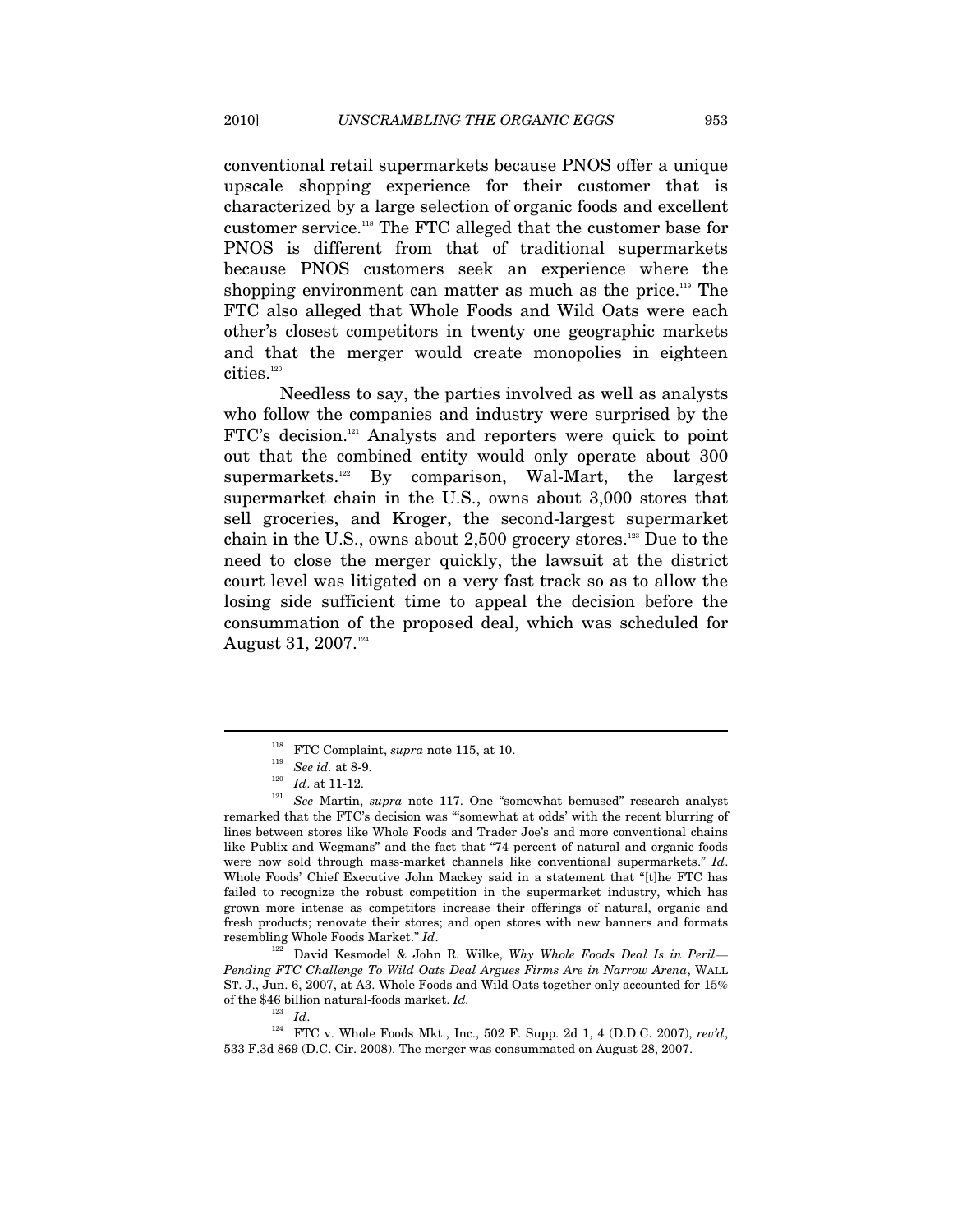conventional retail supermarkets because PNOS offer a unique upscale shopping experience for their customer that is characterized by a large selection of organic foods and excellent customer service.[118] The FTC alleged that the customer base for PNOS is different from that of traditional supermarkets because PNOS customers seek an experience where the shopping environment can matter as much as the price.[119] The FTC also alleged that Whole Foods and Wild Oats were each other's closest competitors in twenty one geographic markets and that the merger would create monopolies in eighteen cities.[120]

Needless to say, the parties involved as well as analysts who follow the companies and industry were surprised by the FTC's decision.[121] Analysts and reporters were quick to point out that the combined entity would only operate about 300 supermarkets.[122] By comparison, Wal-Mart, the largest supermarket chain in the U.S., owns about 3,000 stores that sell groceries, and Kroger, the second-largest supermarket chain in the U.S., owns about 2,500 grocery stores.[123] Due to the need to close the merger quickly, the lawsuit at the district court level was litigated on a very fast track so as to allow the losing side sufficient time to appeal the decision before the consummation of the proposed deal, which was scheduled for August 31, 2007.[124]

---

[118] FTC Complaint, *supra* note 115, at 10.

[119] *See id.* at 8-9.

[120] *Id*. at 11-12.

[121] *See* Martin, *supra* note 117. One "somewhat bemused" research analyst remarked that the FTC's decision was "'somewhat at odds' with the recent blurring of lines between stores like Whole Foods and Trader Joe's and more conventional chains like Publix and Wegmans" and the fact that "74 percent of natural and organic foods were now sold through mass-market channels like conventional supermarkets." *Id*. Whole Foods' Chief Executive John Mackey said in a statement that "[t]he FTC has failed to recognize the robust competition in the supermarket industry, which has grown more intense as competitors increase their offerings of natural, organic and fresh products; renovate their stores; and open stores with new banners and formats resembling Whole Foods Market." *Id*.

[122] David Kesmodel & John R. Wilke, *Why Whole Foods Deal Is in Peril—Pending FTC Challenge To Wild Oats Deal Argues Firms Are in Narrow Arena*, WALL ST. J., Jun. 6, 2007, at A3. Whole Foods and Wild Oats together only accounted for 15% of the $46 billion natural-foods market. *Id.*

[123] *Id*.

[124] FTC v. Whole Foods Mkt., Inc., 502 F. Supp. 2d 1, 4 (D.D.C. 2007), *rev'd*, 533 F.3d 869 (D.C. Cir. 2008). The merger was consummated on August 28, 2007.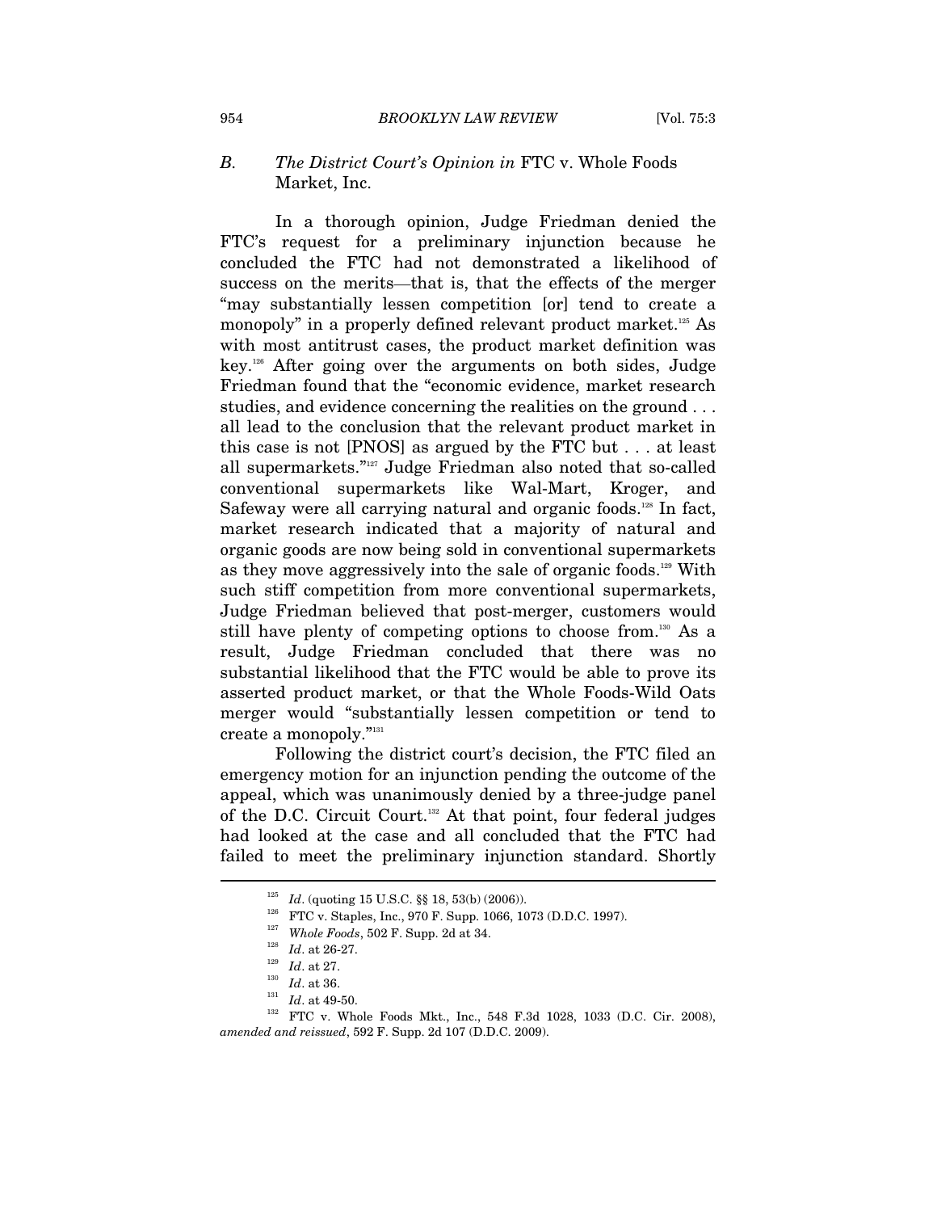### *B. The District Court's Opinion in* FTC v. Whole Foods Market, Inc.

In a thorough opinion, Judge Friedman denied the FTC's request for a preliminary injunction because he concluded the FTC had not demonstrated a likelihood of success on the merits—that is, that the effects of the merger "may substantially lessen competition [or] tend to create a monopoly" in a properly defined relevant product market.[125] As with most antitrust cases, the product market definition was key.[126] After going over the arguments on both sides, Judge Friedman found that the "economic evidence, market research studies, and evidence concerning the realities on the ground . . . all lead to the conclusion that the relevant product market in this case is not [PNOS] as argued by the FTC but . . . at least all supermarkets."[127] Judge Friedman also noted that so-called conventional supermarkets like Wal-Mart, Kroger, and Safeway were all carrying natural and organic foods.[128] In fact, market research indicated that a majority of natural and organic goods are now being sold in conventional supermarkets as they move aggressively into the sale of organic foods.[129] With such stiff competition from more conventional supermarkets, Judge Friedman believed that post-merger, customers would still have plenty of competing options to choose from.[130] As a result, Judge Friedman concluded that there was no substantial likelihood that the FTC would be able to prove its asserted product market, or that the Whole Foods-Wild Oats merger would "substantially lessen competition or tend to create a monopoly."[131]

Following the district court's decision, the FTC filed an emergency motion for an injunction pending the outcome of the appeal, which was unanimously denied by a three-judge panel of the D.C. Circuit Court.[132] At that point, four federal judges had looked at the case and all concluded that the FTC had failed to meet the preliminary injunction standard. Shortly

---

[125] *Id*. (quoting 15 U.S.C. §§ 18, 53(b) (2006)).

[126] FTC v. Staples, Inc., 970 F. Supp. 1066, 1073 (D.D.C. 1997).

[127] *Whole Foods*, 502 F. Supp. 2d at 34.

[128] *Id*. at 26-27.

[129] *Id*. at 27.

[130] *Id*. at 36.

[131] *Id*. at 49-50.

[132] FTC v. Whole Foods Mkt., Inc., 548 F.3d 1028, 1033 (D.C. Cir. 2008), *amended and reissued*, 592 F. Supp. 2d 107 (D.D.C. 2009).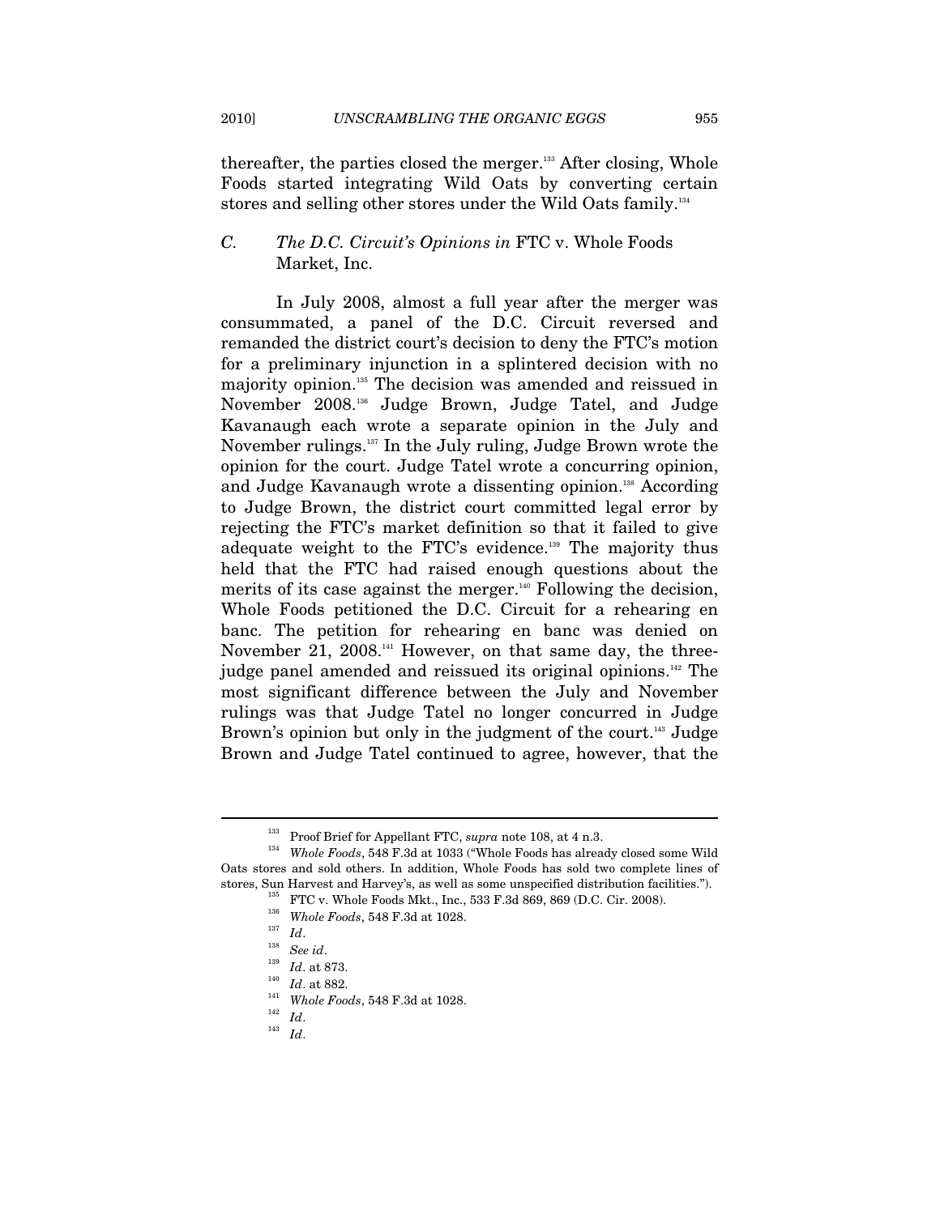thereafter, the parties closed the merger.[133] After closing, Whole Foods started integrating Wild Oats by converting certain stores and selling other stores under the Wild Oats family.[134]

### C. The D.C. Circuit's Opinions in *FTC v. Whole Foods Market, Inc.*

In July 2008, almost a full year after the merger was consummated, a panel of the D.C. Circuit reversed and remanded the district court's decision to deny the FTC's motion for a preliminary injunction in a splintered decision with no majority opinion.[135] The decision was amended and reissued in November 2008.[136] Judge Brown, Judge Tatel, and Judge Kavanaugh each wrote a separate opinion in the July and November rulings.[137] In the July ruling, Judge Brown wrote the opinion for the court. Judge Tatel wrote a concurring opinion, and Judge Kavanaugh wrote a dissenting opinion.[138] According to Judge Brown, the district court committed legal error by rejecting the FTC's market definition so that it failed to give adequate weight to the FTC's evidence.[139] The majority thus held that the FTC had raised enough questions about the merits of its case against the merger.[140] Following the decision, Whole Foods petitioned the D.C. Circuit for a rehearing en banc. The petition for rehearing en banc was denied on November 21, 2008.[141] However, on that same day, the three-judge panel amended and reissued its original opinions.[142] The most significant difference between the July and November rulings was that Judge Tatel no longer concurred in Judge Brown's opinion but only in the judgment of the court.[143] Judge Brown and Judge Tatel continued to agree, however, that the

---

[133] Proof Brief for Appellant FTC, *supra* note 108, at 4 n.3.

[134] *Whole Foods*, 548 F.3d at 1033 ("Whole Foods has already closed some Wild Oats stores and sold others. In addition, Whole Foods has sold two complete lines of stores, Sun Harvest and Harvey's, as well as some unspecified distribution facilities.").

[135] FTC v. Whole Foods Mkt., Inc., 533 F.3d 869, 869 (D.C. Cir. 2008).

[136] *Whole Foods*, 548 F.3d at 1028.

[137] *Id*.

[138] *See id*.

[139] *Id*. at 873.

[140] *Id*. at 882.

[141] *Whole Foods*, 548 F.3d at 1028.

[142] *Id*.

[143] *Id*.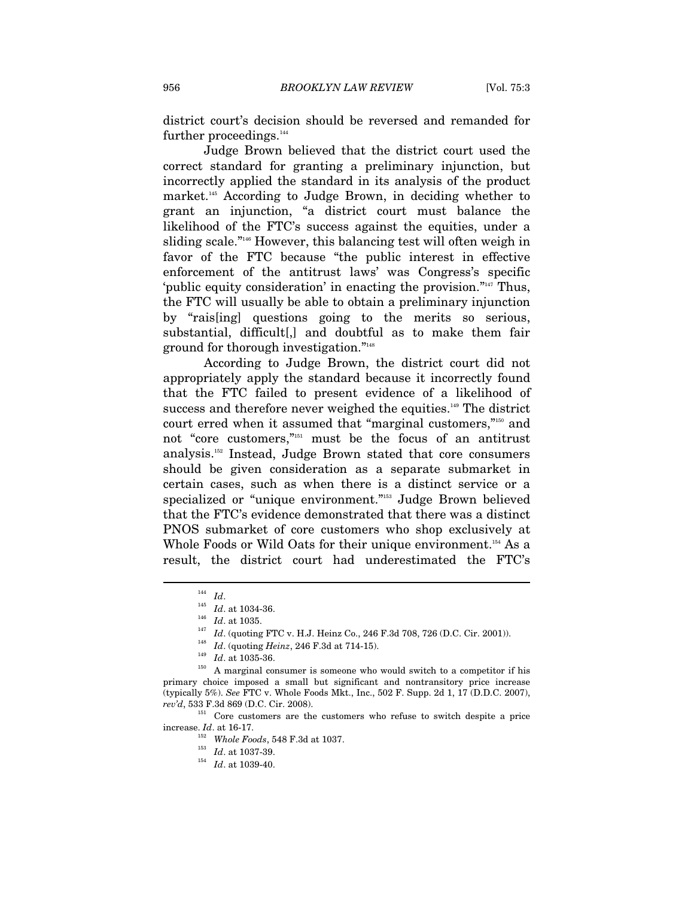district court's decision should be reversed and remanded for further proceedings.[144]

Judge Brown believed that the district court used the correct standard for granting a preliminary injunction, but incorrectly applied the standard in its analysis of the product market.[145] According to Judge Brown, in deciding whether to grant an injunction, "a district court must balance the likelihood of the FTC's success against the equities, under a sliding scale."[146] However, this balancing test will often weigh in favor of the FTC because "the public interest in effective enforcement of the antitrust laws' was Congress's specific 'public equity consideration' in enacting the provision."[147] Thus, the FTC will usually be able to obtain a preliminary injunction by "rais[ing] questions going to the merits so serious, substantial, difficult[,] and doubtful as to make them fair ground for thorough investigation."[148]

According to Judge Brown, the district court did not appropriately apply the standard because it incorrectly found that the FTC failed to present evidence of a likelihood of success and therefore never weighed the equities.[149] The district court erred when it assumed that "marginal customers,"[150] and not "core customers,"[151] must be the focus of an antitrust analysis.[152] Instead, Judge Brown stated that core consumers should be given consideration as a separate submarket in certain cases, such as when there is a distinct service or a specialized or "unique environment."[153] Judge Brown believed that the FTC's evidence demonstrated that there was a distinct PNOS submarket of core customers who shop exclusively at Whole Foods or Wild Oats for their unique environment.[154] As a result, the district court had underestimated the FTC's

---

[144] *Id*.

[145] *Id*. at 1034-36.

[146] *Id*. at 1035.

[147] *Id*. (quoting FTC v. H.J. Heinz Co., 246 F.3d 708, 726 (D.C. Cir. 2001)).

[148] *Id*. (quoting *Heinz*, 246 F.3d at 714-15).

[149] *Id*. at 1035-36.

[150] A marginal consumer is someone who would switch to a competitor if his primary choice imposed a small but significant and nontransitory price increase (typically 5%). *See* FTC v. Whole Foods Mkt., Inc., 502 F. Supp. 2d 1, 17 (D.D.C. 2007), *rev'd*, 533 F.3d 869 (D.C. Cir. 2008).

[151] Core customers are the customers who refuse to switch despite a price increase. *Id*. at 16-17.

[152] *Whole Foods*, 548 F.3d at 1037.

[153] *Id*. at 1037-39.

[154] *Id*. at 1039-40.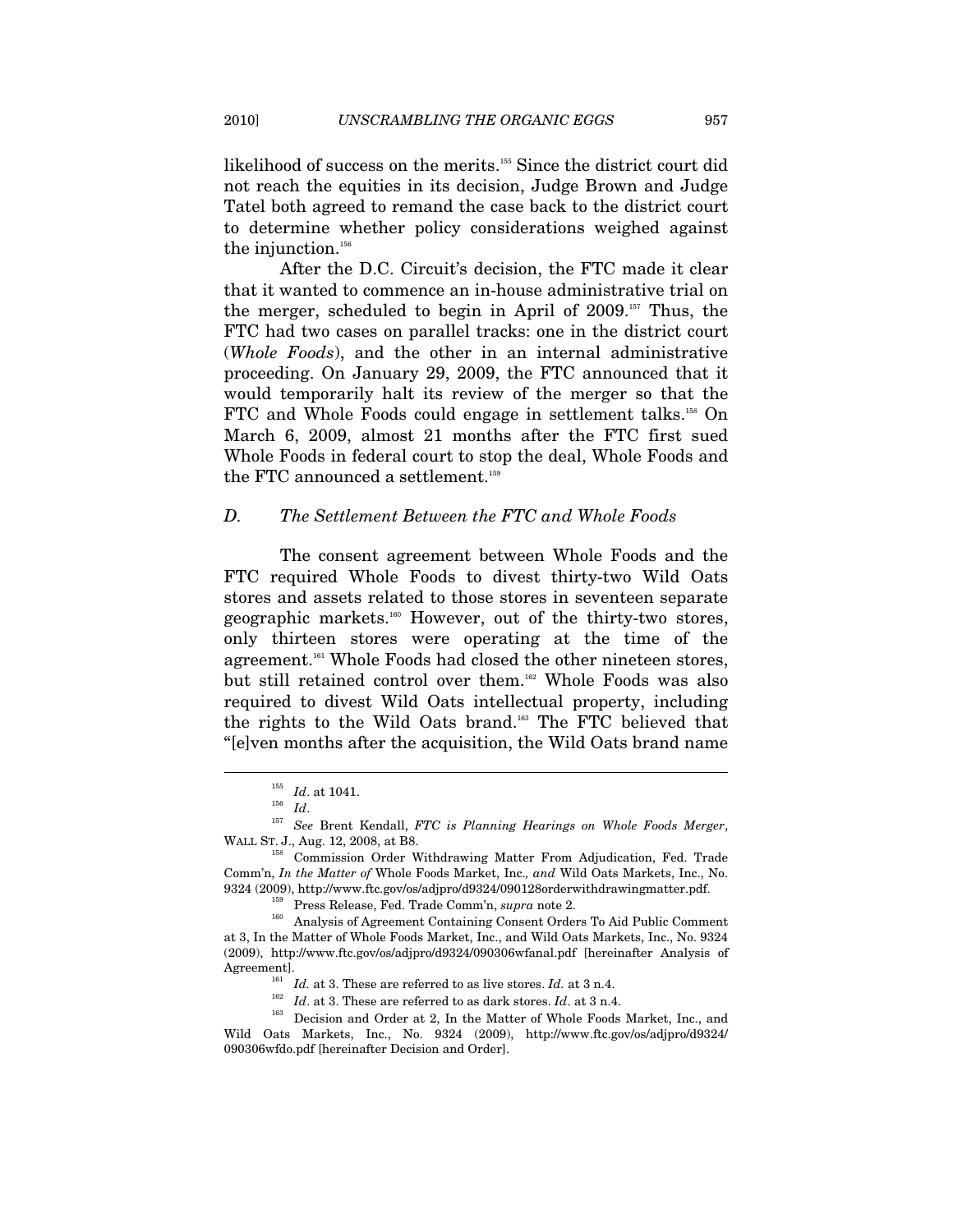likelihood of success on the merits.[155] Since the district court did not reach the equities in its decision, Judge Brown and Judge Tatel both agreed to remand the case back to the district court to determine whether policy considerations weighed against the injunction.[156]

After the D.C. Circuit's decision, the FTC made it clear that it wanted to commence an in-house administrative trial on the merger, scheduled to begin in April of 2009.[157] Thus, the FTC had two cases on parallel tracks: one in the district court (*Whole Foods*), and the other in an internal administrative proceeding. On January 29, 2009, the FTC announced that it would temporarily halt its review of the merger so that the FTC and Whole Foods could engage in settlement talks.[158] On March 6, 2009, almost 21 months after the FTC first sued Whole Foods in federal court to stop the deal, Whole Foods and the FTC announced a settlement.[159]

### *D. The Settlement Between the FTC and Whole Foods*

The consent agreement between Whole Foods and the FTC required Whole Foods to divest thirty-two Wild Oats stores and assets related to those stores in seventeen separate geographic markets.[160] However, out of the thirty-two stores, only thirteen stores were operating at the time of the agreement.[161] Whole Foods had closed the other nineteen stores, but still retained control over them.[162] Whole Foods was also required to divest Wild Oats intellectual property, including the rights to the Wild Oats brand.[163] The FTC believed that "[e]ven months after the acquisition, the Wild Oats brand name

---

[155] *Id*. at 1041.

[156] *Id*.

[157] *See* Brent Kendall, *FTC is Planning Hearings on Whole Foods Merger*, WALL ST. J., Aug. 12, 2008, at B8.

[158] Commission Order Withdrawing Matter From Adjudication, Fed. Trade Comm'n, *In the Matter of* Whole Foods Market, Inc.*, and* Wild Oats Markets, Inc., No. 9324 (2009), http://www.ftc.gov/os/adjpro/d9324/090128orderwithdrawingmatter.pdf.

[159] Press Release, Fed. Trade Comm'n, *supra* note 2.

[160] Analysis of Agreement Containing Consent Orders To Aid Public Comment at 3, In the Matter of Whole Foods Market, Inc., and Wild Oats Markets, Inc., No. 9324 (2009), http://www.ftc.gov/os/adjpro/d9324/090306wfanal.pdf [hereinafter Analysis of Agreement].

[161] *Id.* at 3. These are referred to as live stores. *Id.* at 3 n.4.

[162] *Id*. at 3. These are referred to as dark stores. *Id*. at 3 n.4.

[163] Decision and Order at 2, In the Matter of Whole Foods Market, Inc., and Wild Oats Markets, Inc., No. 9324 (2009), http://www.ftc.gov/os/adjpro/d9324/090306wfdo.pdf [hereinafter Decision and Order].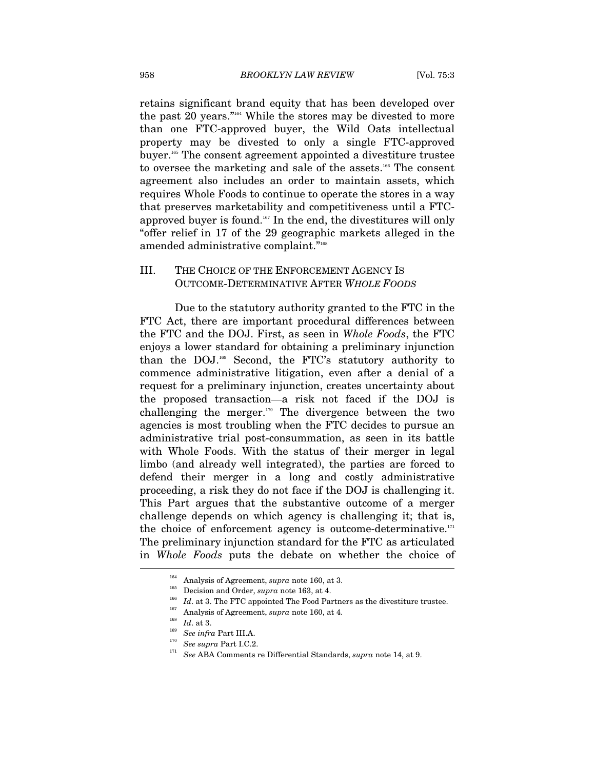retains significant brand equity that has been developed over the past 20 years."[164] While the stores may be divested to more than one FTC-approved buyer, the Wild Oats intellectual property may be divested to only a single FTC-approved buyer.[165] The consent agreement appointed a divestiture trustee to oversee the marketing and sale of the assets.[166] The consent agreement also includes an order to maintain assets, which requires Whole Foods to continue to operate the stores in a way that preserves marketability and competitiveness until a FTC-approved buyer is found.[167] In the end, the divestitures will only "offer relief in 17 of the 29 geographic markets alleged in the amended administrative complaint."[168]

## III. THE CHOICE OF THE ENFORCEMENT AGENCY IS OUTCOME-DETERMINATIVE AFTER *WHOLE FOODS*

Due to the statutory authority granted to the FTC in the FTC Act, there are important procedural differences between the FTC and the DOJ. First, as seen in *Whole Foods*, the FTC enjoys a lower standard for obtaining a preliminary injunction than the DOJ.[169] Second, the FTC's statutory authority to commence administrative litigation, even after a denial of a request for a preliminary injunction, creates uncertainty about the proposed transaction—a risk not faced if the DOJ is challenging the merger.[170] The divergence between the two agencies is most troubling when the FTC decides to pursue an administrative trial post-consummation, as seen in its battle with Whole Foods. With the status of their merger in legal limbo (and already well integrated), the parties are forced to defend their merger in a long and costly administrative proceeding, a risk they do not face if the DOJ is challenging it. This Part argues that the substantive outcome of a merger challenge depends on which agency is challenging it; that is, the choice of enforcement agency is outcome-determinative.[171] The preliminary injunction standard for the FTC as articulated in *Whole Foods* puts the debate on whether the choice of

---

[164] Analysis of Agreement, *supra* note 160, at 3.

[165] Decision and Order, *supra* note 163, at 4.

[166] *Id*. at 3. The FTC appointed The Food Partners as the divestiture trustee.

[167] Analysis of Agreement, *supra* note 160, at 4.

[168] *Id*. at 3.

[169] *See infra* Part III.A.

[170] *See supra* Part I.C.2.

[171] *See* ABA Comments re Differential Standards, *supra* note 14, at 9.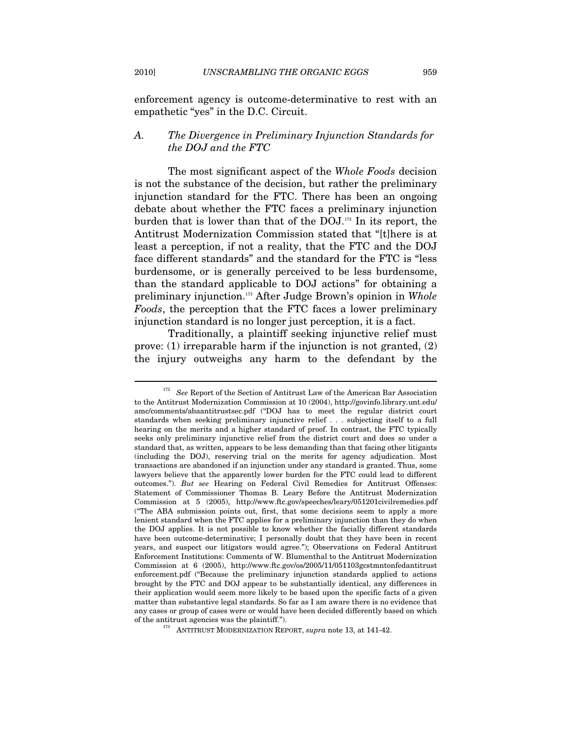enforcement agency is outcome-determinative to rest with an empathetic "yes" in the D.C. Circuit.

### A. *The Divergence in Preliminary Injunction Standards for the DOJ and the FTC*

The most significant aspect of the *Whole Foods* decision is not the substance of the decision, but rather the preliminary injunction standard for the FTC. There has been an ongoing debate about whether the FTC faces a preliminary injunction burden that is lower than that of the DOJ.[172] In its report, the Antitrust Modernization Commission stated that "[t]here is at least a perception, if not a reality, that the FTC and the DOJ face different standards" and the standard for the FTC is "less burdensome, or is generally perceived to be less burdensome, than the standard applicable to DOJ actions" for obtaining a preliminary injunction.[173] After Judge Brown's opinion in *Whole Foods*, the perception that the FTC faces a lower preliminary injunction standard is no longer just perception, it is a fact.

Traditionally, a plaintiff seeking injunctive relief must prove: (1) irreparable harm if the injunction is not granted, (2) the injury outweighs any harm to the defendant by the

---

[172] *See* Report of the Section of Antitrust Law of the American Bar Association to the Antitrust Modernization Commission at 10 (2004), http://govinfo.library.unt.edu/amc/comments/abaantitrustsec.pdf ("DOJ has to meet the regular district court standards when seeking preliminary injunctive relief . . . subjecting itself to a full hearing on the merits and a higher standard of proof. In contrast, the FTC typically seeks only preliminary injunctive relief from the district court and does so under a standard that, as written, appears to be less demanding than that facing other litigants (including the DOJ), reserving trial on the merits for agency adjudication. Most transactions are abandoned if an injunction under any standard is granted. Thus, some lawyers believe that the apparently lower burden for the FTC could lead to different outcomes."). *But see* Hearing on Federal Civil Remedies for Antitrust Offenses: Statement of Commissioner Thomas B. Leary Before the Antitrust Modernization Commission at 5 (2005), http://www.ftc.gov/speeches/leary/051201civilremedies.pdf ("The ABA submission points out, first, that some decisions seem to apply a more lenient standard when the FTC applies for a preliminary injunction than they do when the DOJ applies. It is not possible to know whether the facially different standards have been outcome-determinative; I personally doubt that they have been in recent years, and suspect our litigators would agree."); Observations on Federal Antitrust Enforcement Institutions: Comments of W. Blumenthal to the Antitrust Modernization Commission at 6 (2005), http://www.ftc.gov/os/2005/11/051103gcstmntonfedantitrustenforcement.pdf ("Because the preliminary injunction standards applied to actions brought by the FTC and DOJ appear to be substantially identical, any differences in their application would seem more likely to be based upon the specific facts of a given matter than substantive legal standards. So far as I am aware there is no evidence that any cases or group of cases were or would have been decided differently based on which of the antitrust agencies was the plaintiff.").

[173] ANTITRUST MODERNIZATION REPORT, *supra* note 13, at 141-42.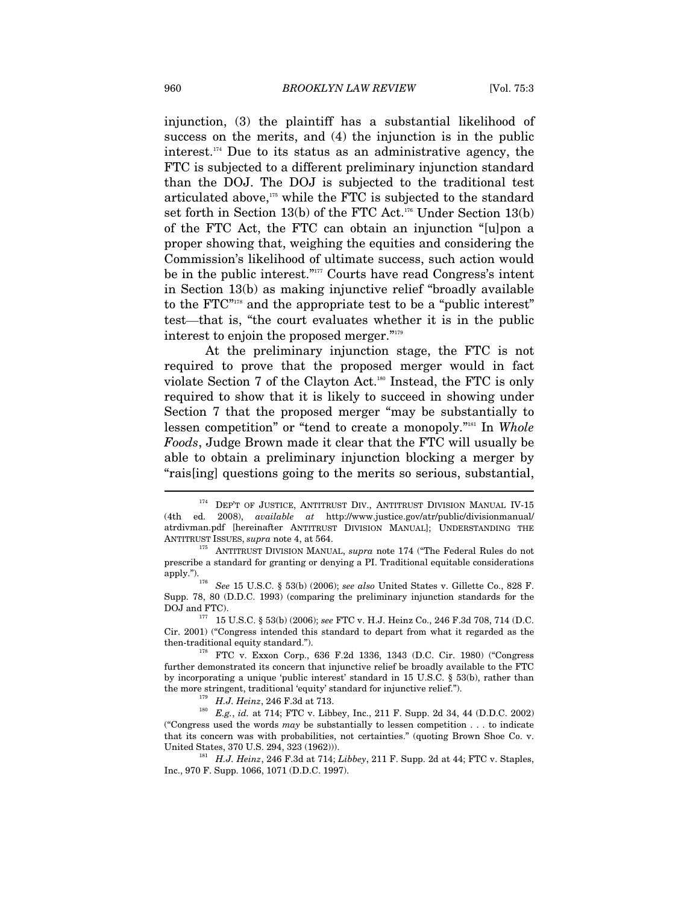injunction, (3) the plaintiff has a substantial likelihood of success on the merits, and (4) the injunction is in the public interest.[174] Due to its status as an administrative agency, the FTC is subjected to a different preliminary injunction standard than the DOJ. The DOJ is subjected to the traditional test articulated above,[175] while the FTC is subjected to the standard set forth in Section 13(b) of the FTC Act.[176] Under Section 13(b) of the FTC Act, the FTC can obtain an injunction "[u]pon a proper showing that, weighing the equities and considering the Commission's likelihood of ultimate success, such action would be in the public interest."[177] Courts have read Congress's intent in Section 13(b) as making injunctive relief "broadly available to the FTC"[178] and the appropriate test to be a "public interest" test—that is, "the court evaluates whether it is in the public interest to enjoin the proposed merger."[179]

At the preliminary injunction stage, the FTC is not required to prove that the proposed merger would in fact violate Section 7 of the Clayton Act.[180] Instead, the FTC is only required to show that it is likely to succeed in showing under Section 7 that the proposed merger "may be substantially to lessen competition" or "tend to create a monopoly."[181] In *Whole Foods*, Judge Brown made it clear that the FTC will usually be able to obtain a preliminary injunction blocking a merger by "rais[ing] questions going to the merits so serious, substantial,

---

[174] DEP'T OF JUSTICE, ANTITRUST DIV., ANTITRUST DIVISION MANUAL IV-15 (4th ed. 2008), *available at* http://www.justice.gov/atr/public/divisionmanual/atrdivman.pdf [hereinafter ANTITRUST DIVISION MANUAL]; UNDERSTANDING THE ANTITRUST ISSUES, *supra* note 4, at 564.

[175] ANTITRUST DIVISION MANUAL, *supra* note 174 ("The Federal Rules do not prescribe a standard for granting or denying a PI. Traditional equitable considerations apply.").

[176] *See* 15 U.S.C. § 53(b) (2006); *see also* United States v. Gillette Co., 828 F. Supp. 78, 80 (D.D.C. 1993) (comparing the preliminary injunction standards for the DOJ and FTC).

[177] 15 U.S.C. § 53(b) (2006); *see* FTC v. H.J. Heinz Co., 246 F.3d 708, 714 (D.C. Cir. 2001) ("Congress intended this standard to depart from what it regarded as the then-traditional equity standard.").

[178] FTC v. Exxon Corp., 636 F.2d 1336, 1343 (D.C. Cir. 1980) ("Congress further demonstrated its concern that injunctive relief be broadly available to the FTC by incorporating a unique 'public interest' standard in 15 U.S.C. § 53(b), rather than the more stringent, traditional 'equity' standard for injunctive relief.").

[179] *H.J. Heinz*, 246 F.3d at 713.

[180] *E.g.*, *id.* at 714; FTC v. Libbey, Inc., 211 F. Supp. 2d 34, 44 (D.D.C. 2002) ("Congress used the words *may* be substantially to lessen competition . . . to indicate that its concern was with probabilities, not certainties." (quoting Brown Shoe Co. v. United States, 370 U.S. 294, 323 (1962))).

[181] *H.J. Heinz*, 246 F.3d at 714; *Libbey*, 211 F. Supp. 2d at 44; FTC v. Staples, Inc., 970 F. Supp. 1066, 1071 (D.D.C. 1997).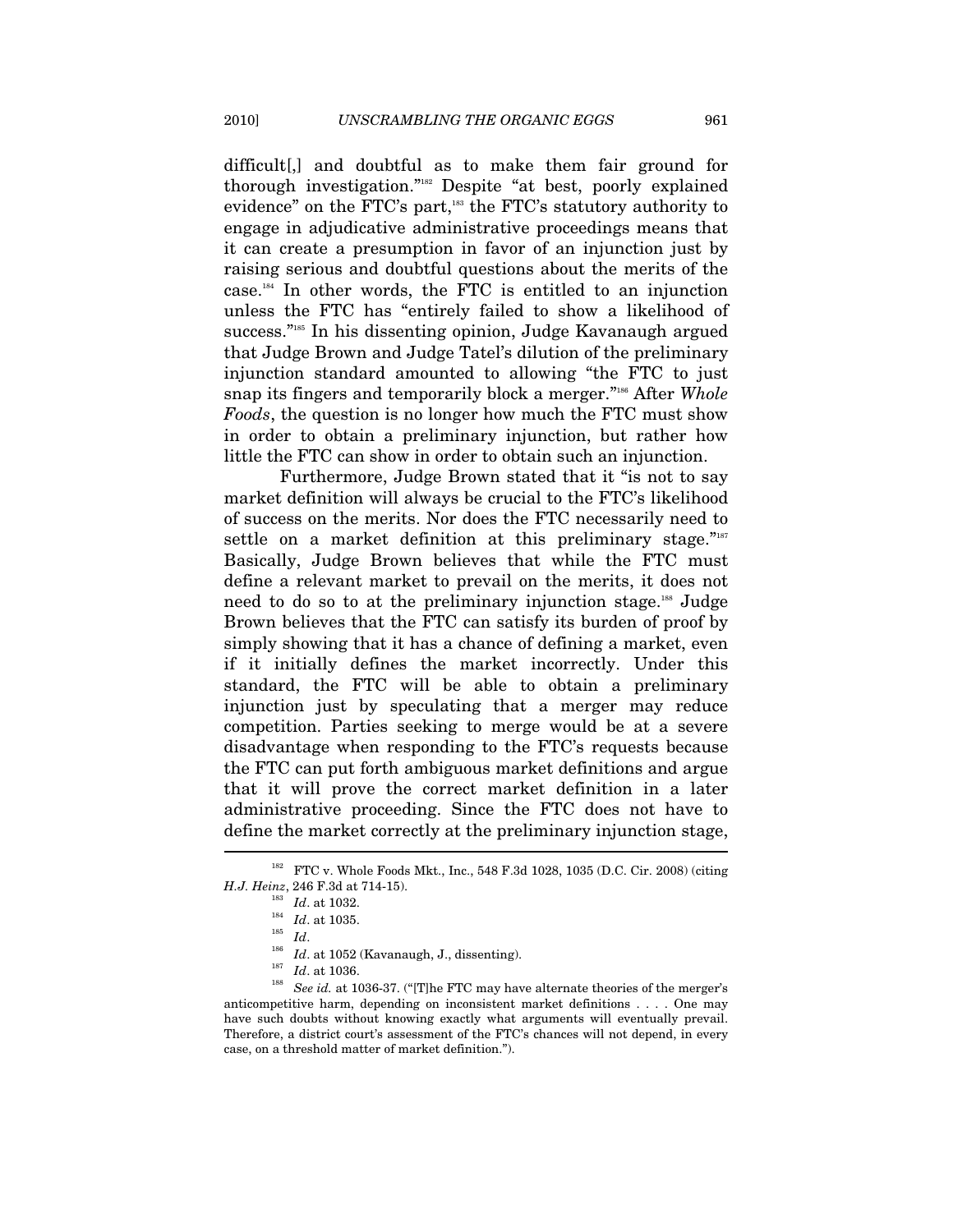difficult[,] and doubtful as to make them fair ground for thorough investigation."[182] Despite "at best, poorly explained evidence" on the FTC's part,[183] the FTC's statutory authority to engage in adjudicative administrative proceedings means that it can create a presumption in favor of an injunction just by raising serious and doubtful questions about the merits of the case.[184] In other words, the FTC is entitled to an injunction unless the FTC has "entirely failed to show a likelihood of success."[185] In his dissenting opinion, Judge Kavanaugh argued that Judge Brown and Judge Tatel's dilution of the preliminary injunction standard amounted to allowing "the FTC to just snap its fingers and temporarily block a merger."[186] After *Whole Foods*, the question is no longer how much the FTC must show in order to obtain a preliminary injunction, but rather how little the FTC can show in order to obtain such an injunction.

Furthermore, Judge Brown stated that it "is not to say market definition will always be crucial to the FTC's likelihood of success on the merits. Nor does the FTC necessarily need to settle on a market definition at this preliminary stage."[187] Basically, Judge Brown believes that while the FTC must define a relevant market to prevail on the merits, it does not need to do so to at the preliminary injunction stage.[188] Judge Brown believes that the FTC can satisfy its burden of proof by simply showing that it has a chance of defining a market, even if it initially defines the market incorrectly. Under this standard, the FTC will be able to obtain a preliminary injunction just by speculating that a merger may reduce competition. Parties seeking to merge would be at a severe disadvantage when responding to the FTC's requests because the FTC can put forth ambiguous market definitions and argue that it will prove the correct market definition in a later administrative proceeding. Since the FTC does not have to define the market correctly at the preliminary injunction stage,

---

[182] FTC v. Whole Foods Mkt., Inc., 548 F.3d 1028, 1035 (D.C. Cir. 2008) (citing *H.J. Heinz*, 246 F.3d at 714-15).

[183] *Id*. at 1032.

[184] *Id*. at 1035.

[185] *Id*.

[186] *Id*. at 1052 (Kavanaugh, J., dissenting).

[187] *Id*. at 1036.

[188] *See id.* at 1036-37. ("[T]he FTC may have alternate theories of the merger's anticompetitive harm, depending on inconsistent market definitions . . . . One may have such doubts without knowing exactly what arguments will eventually prevail. Therefore, a district court's assessment of the FTC's chances will not depend, in every case, on a threshold matter of market definition.").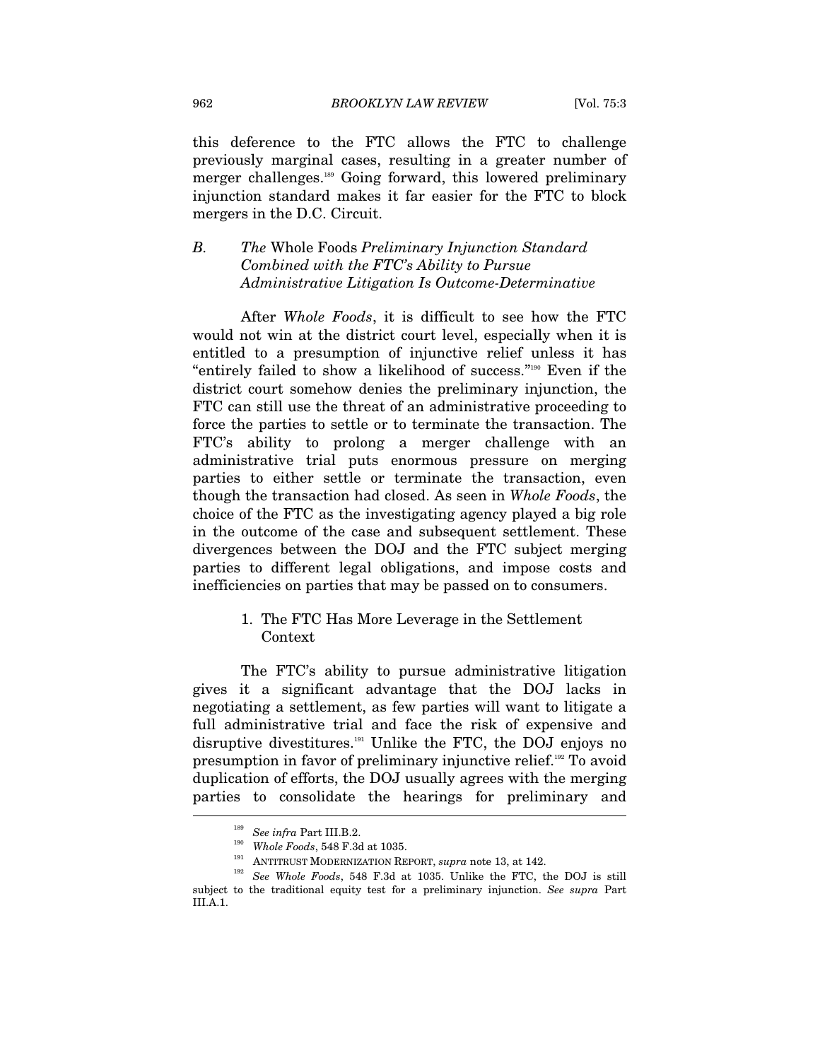this deference to the FTC allows the FTC to challenge previously marginal cases, resulting in a greater number of merger challenges.[189] Going forward, this lowered preliminary injunction standard makes it far easier for the FTC to block mergers in the D.C. Circuit.

### B. *The* Whole Foods *Preliminary Injunction Standard Combined with the FTC's Ability to Pursue Administrative Litigation Is Outcome-Determinative*

After *Whole Foods*, it is difficult to see how the FTC would not win at the district court level, especially when it is entitled to a presumption of injunctive relief unless it has "entirely failed to show a likelihood of success."[190] Even if the district court somehow denies the preliminary injunction, the FTC can still use the threat of an administrative proceeding to force the parties to settle or to terminate the transaction. The FTC's ability to prolong a merger challenge with an administrative trial puts enormous pressure on merging parties to either settle or terminate the transaction, even though the transaction had closed. As seen in *Whole Foods*, the choice of the FTC as the investigating agency played a big role in the outcome of the case and subsequent settlement. These divergences between the DOJ and the FTC subject merging parties to different legal obligations, and impose costs and inefficiencies on parties that may be passed on to consumers.

#### 1. The FTC Has More Leverage in the Settlement Context

The FTC's ability to pursue administrative litigation gives it a significant advantage that the DOJ lacks in negotiating a settlement, as few parties will want to litigate a full administrative trial and face the risk of expensive and disruptive divestitures.[191] Unlike the FTC, the DOJ enjoys no presumption in favor of preliminary injunctive relief.[192] To avoid duplication of efforts, the DOJ usually agrees with the merging parties to consolidate the hearings for preliminary and

---

[189] *See infra* Part III.B.2.

[190] *Whole Foods*, 548 F.3d at 1035.

[191] ANTITRUST MODERNIZATION REPORT, *supra* note 13, at 142.

[192] *See Whole Foods*, 548 F.3d at 1035. Unlike the FTC, the DOJ is still subject to the traditional equity test for a preliminary injunction. *See supra* Part III.A.1.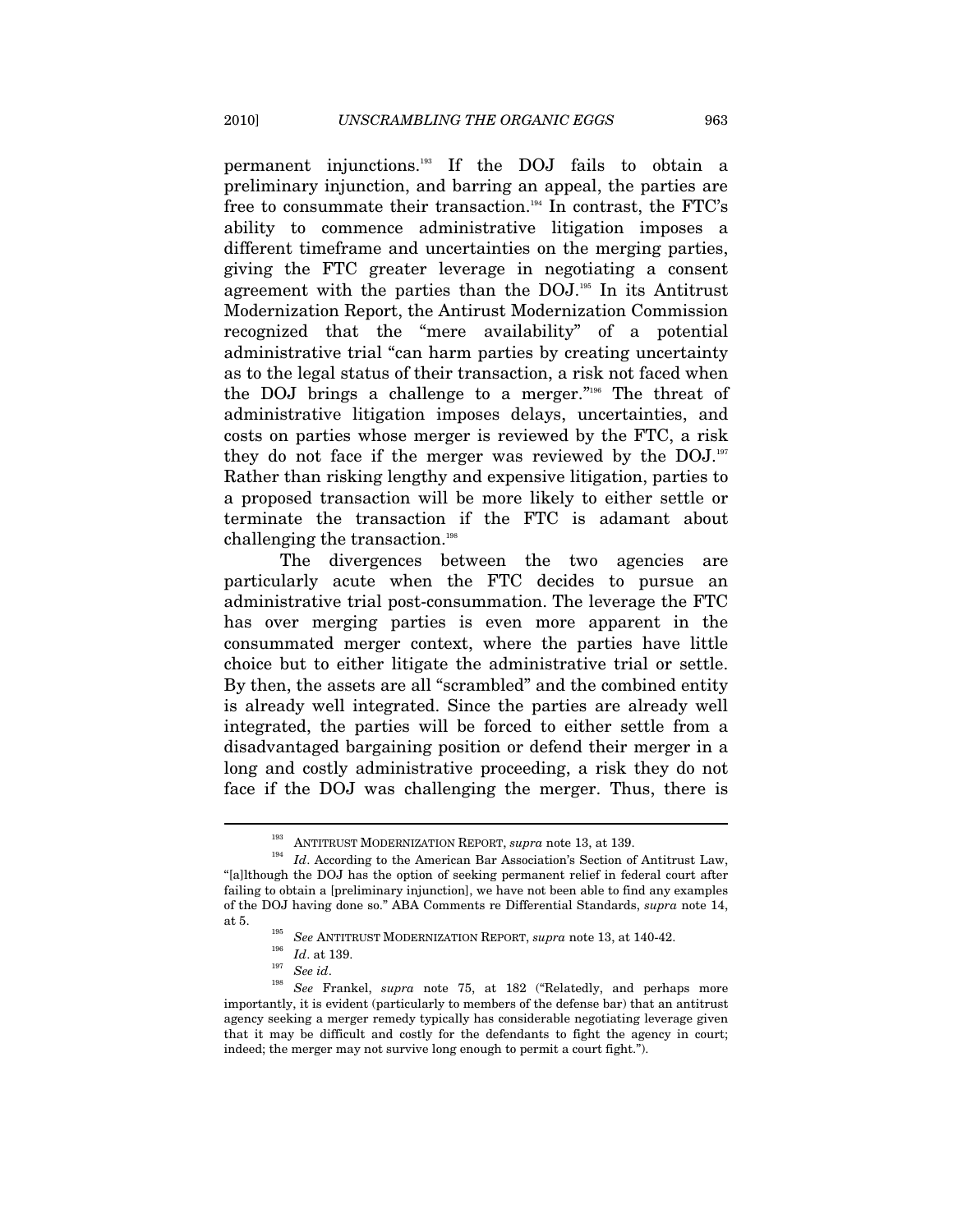permanent injunctions.[193] If the DOJ fails to obtain a preliminary injunction, and barring an appeal, the parties are free to consummate their transaction.[194] In contrast, the FTC's ability to commence administrative litigation imposes a different timeframe and uncertainties on the merging parties, giving the FTC greater leverage in negotiating a consent agreement with the parties than the DOJ.[195] In its Antitrust Modernization Report, the Antirust Modernization Commission recognized that the "mere availability" of a potential administrative trial "can harm parties by creating uncertainty as to the legal status of their transaction, a risk not faced when the DOJ brings a challenge to a merger."[196] The threat of administrative litigation imposes delays, uncertainties, and costs on parties whose merger is reviewed by the FTC, a risk they do not face if the merger was reviewed by the DOJ.[197] Rather than risking lengthy and expensive litigation, parties to a proposed transaction will be more likely to either settle or terminate the transaction if the FTC is adamant about challenging the transaction.[198]

The divergences between the two agencies are particularly acute when the FTC decides to pursue an administrative trial post-consummation. The leverage the FTC has over merging parties is even more apparent in the consummated merger context, where the parties have little choice but to either litigate the administrative trial or settle. By then, the assets are all "scrambled" and the combined entity is already well integrated. Since the parties are already well integrated, the parties will be forced to either settle from a disadvantaged bargaining position or defend their merger in a long and costly administrative proceeding, a risk they do not face if the DOJ was challenging the merger. Thus, there is

---

[193] ANTITRUST MODERNIZATION REPORT, *supra* note 13, at 139.

[194] *Id*. According to the American Bar Association's Section of Antitrust Law, "[a]lthough the DOJ has the option of seeking permanent relief in federal court after failing to obtain a [preliminary injunction], we have not been able to find any examples of the DOJ having done so." ABA Comments re Differential Standards, *supra* note 14, at 5.

[195] *See* ANTITRUST MODERNIZATION REPORT, *supra* note 13, at 140-42.

[196] *Id*. at 139.

[197] *See id*.

[198] *See* Frankel, *supra* note 75, at 182 ("Relatedly, and perhaps more importantly, it is evident (particularly to members of the defense bar) that an antitrust agency seeking a merger remedy typically has considerable negotiating leverage given that it may be difficult and costly for the defendants to fight the agency in court; indeed; the merger may not survive long enough to permit a court fight.").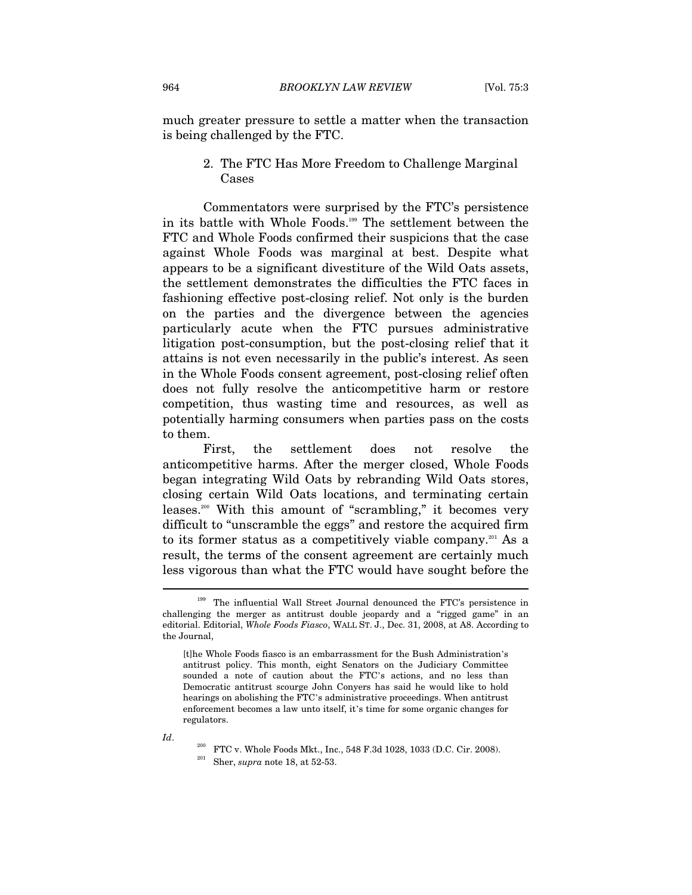much greater pressure to settle a matter when the transaction is being challenged by the FTC.

### 2. The FTC Has More Freedom to Challenge Marginal Cases

Commentators were surprised by the FTC's persistence in its battle with Whole Foods.[199] The settlement between the FTC and Whole Foods confirmed their suspicions that the case against Whole Foods was marginal at best. Despite what appears to be a significant divestiture of the Wild Oats assets, the settlement demonstrates the difficulties the FTC faces in fashioning effective post-closing relief. Not only is the burden on the parties and the divergence between the agencies particularly acute when the FTC pursues administrative litigation post-consumption, but the post-closing relief that it attains is not even necessarily in the public's interest. As seen in the Whole Foods consent agreement, post-closing relief often does not fully resolve the anticompetitive harm or restore competition, thus wasting time and resources, as well as potentially harming consumers when parties pass on the costs to them.

First, the settlement does not resolve the anticompetitive harms. After the merger closed, Whole Foods began integrating Wild Oats by rebranding Wild Oats stores, closing certain Wild Oats locations, and terminating certain leases.[200] With this amount of "scrambling," it becomes very difficult to "unscramble the eggs" and restore the acquired firm to its former status as a competitively viable company.[201] As a result, the terms of the consent agreement are certainly much less vigorous than what the FTC would have sought before the

---

[199] The influential Wall Street Journal denounced the FTC's persistence in challenging the merger as antitrust double jeopardy and a "rigged game" in an editorial. Editorial, *Whole Foods Fiasco*, WALL ST. J., Dec. 31, 2008, at A8. According to the Journal,

> [t]he Whole Foods fiasco is an embarrassment for the Bush Administration's antitrust policy. This month, eight Senators on the Judiciary Committee sounded a note of caution about the FTC's actions, and no less than Democratic antitrust scourge John Conyers has said he would like to hold hearings on abolishing the FTC's administrative proceedings. When antitrust enforcement becomes a law unto itself, it's time for some organic changes for regulators.

*Id*.

[200] FTC v. Whole Foods Mkt., Inc., 548 F.3d 1028, 1033 (D.C. Cir. 2008).

[201] Sher, *supra* note 18, at 52-53.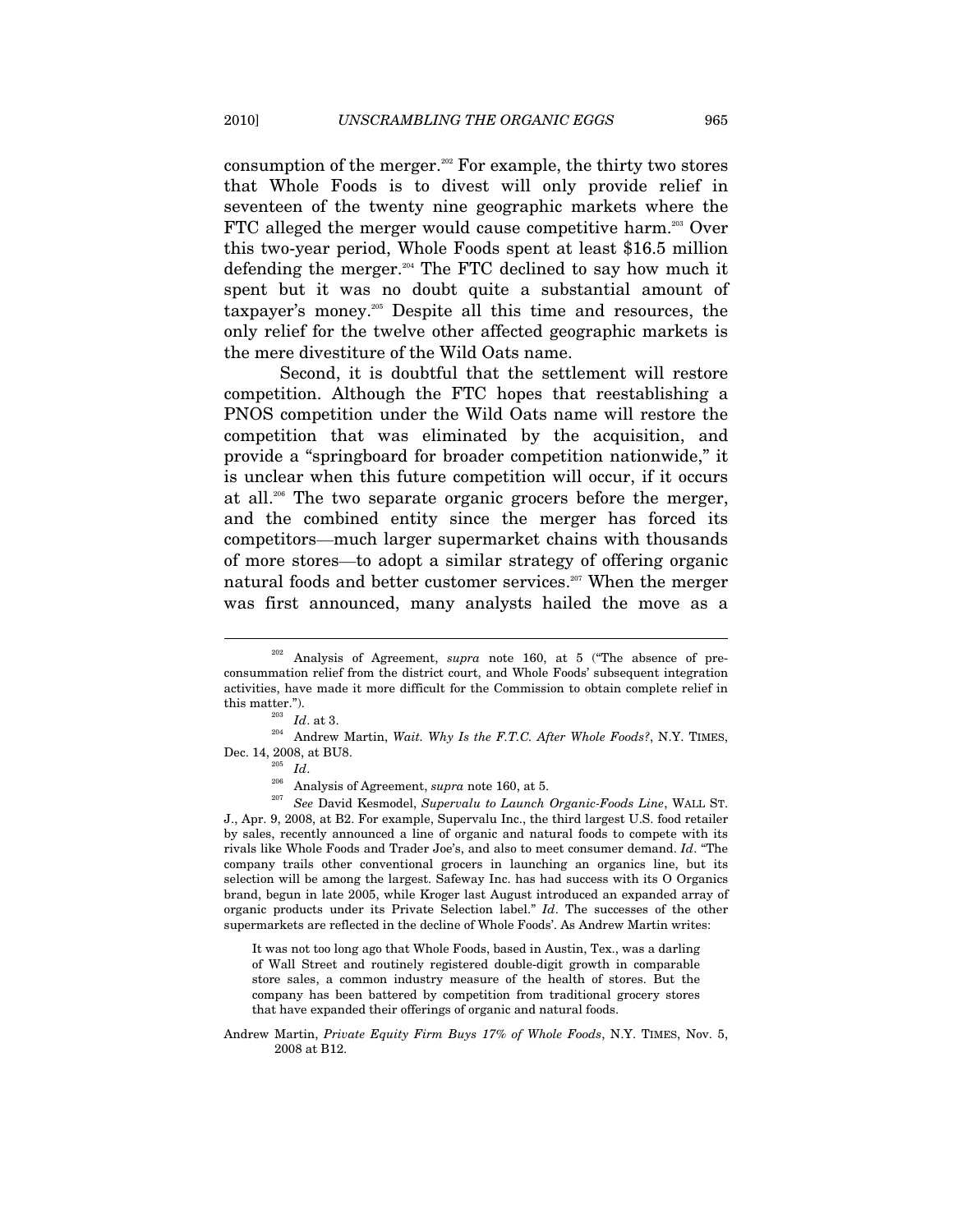consumption of the merger.[202] For example, the thirty two stores that Whole Foods is to divest will only provide relief in seventeen of the twenty nine geographic markets where the FTC alleged the merger would cause competitive harm.[203] Over this two-year period, Whole Foods spent at least $16.5 million defending the merger.[204] The FTC declined to say how much it spent but it was no doubt quite a substantial amount of taxpayer's money.[205] Despite all this time and resources, the only relief for the twelve other affected geographic markets is the mere divestiture of the Wild Oats name.

Second, it is doubtful that the settlement will restore competition. Although the FTC hopes that reestablishing a PNOS competition under the Wild Oats name will restore the competition that was eliminated by the acquisition, and provide a "springboard for broader competition nationwide," it is unclear when this future competition will occur, if it occurs at all.[206] The two separate organic grocers before the merger, and the combined entity since the merger has forced its competitors—much larger supermarket chains with thousands of more stores—to adopt a similar strategy of offering organic natural foods and better customer services.[207] When the merger was first announced, many analysts hailed the move as a

---

[202] Analysis of Agreement, *supra* note 160, at 5 ("The absence of pre-consummation relief from the district court, and Whole Foods' subsequent integration activities, have made it more difficult for the Commission to obtain complete relief in this matter.").

[203] *Id*. at 3.

[204] Andrew Martin, *Wait. Why Is the F.T.C. After Whole Foods?*, N.Y. TIMES, Dec. 14, 2008, at BU8.

[205] *Id*.

[206] Analysis of Agreement, *supra* note 160, at 5.

[207] *See* David Kesmodel, *Supervalu to Launch Organic-Foods Line*, WALL ST. J., Apr. 9, 2008, at B2. For example, Supervalu Inc., the third largest U.S. food retailer by sales, recently announced a line of organic and natural foods to compete with its rivals like Whole Foods and Trader Joe's, and also to meet consumer demand. *Id*. "The company trails other conventional grocers in launching an organics line, but its selection will be among the largest. Safeway Inc. has had success with its O Organics brand, begun in late 2005, while Kroger last August introduced an expanded array of organic products under its Private Selection label." *Id*. The successes of the other supermarkets are reflected in the decline of Whole Foods'. As Andrew Martin writes:

> It was not too long ago that Whole Foods, based in Austin, Tex., was a darling of Wall Street and routinely registered double-digit growth in comparable store sales, a common industry measure of the health of stores. But the company has been battered by competition from traditional grocery stores that have expanded their offerings of organic and natural foods.

Andrew Martin, *Private Equity Firm Buys 17% of Whole Foods*, N.Y. TIMES, Nov. 5, 2008 at B12.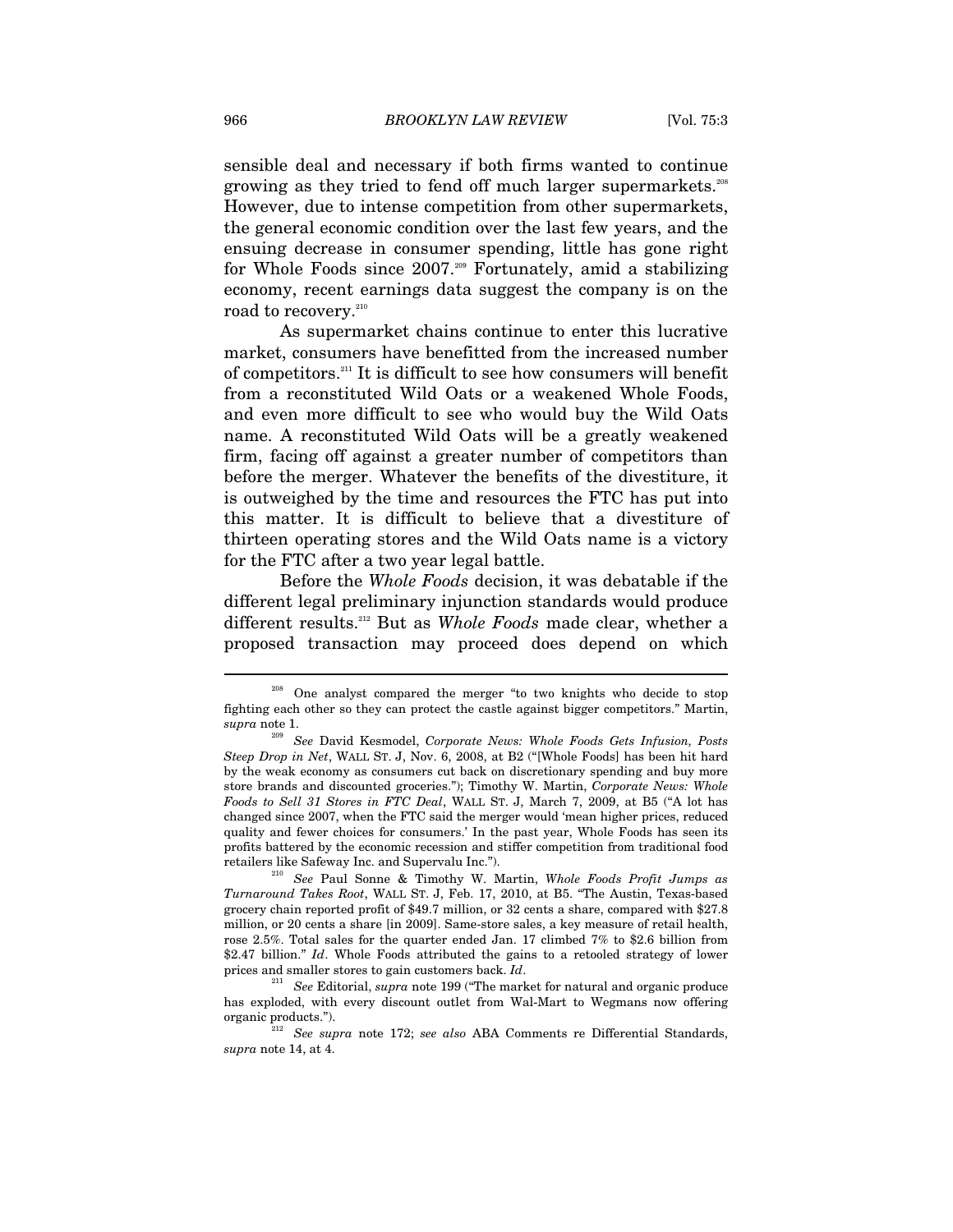sensible deal and necessary if both firms wanted to continue growing as they tried to fend off much larger supermarkets.[208] However, due to intense competition from other supermarkets, the general economic condition over the last few years, and the ensuing decrease in consumer spending, little has gone right for Whole Foods since 2007.[209] Fortunately, amid a stabilizing economy, recent earnings data suggest the company is on the road to recovery.[210]

As supermarket chains continue to enter this lucrative market, consumers have benefitted from the increased number of competitors.[211] It is difficult to see how consumers will benefit from a reconstituted Wild Oats or a weakened Whole Foods, and even more difficult to see who would buy the Wild Oats name. A reconstituted Wild Oats will be a greatly weakened firm, facing off against a greater number of competitors than before the merger. Whatever the benefits of the divestiture, it is outweighed by the time and resources the FTC has put into this matter. It is difficult to believe that a divestiture of thirteen operating stores and the Wild Oats name is a victory for the FTC after a two year legal battle.

Before the *Whole Foods* decision, it was debatable if the different legal preliminary injunction standards would produce different results.[212] But as *Whole Foods* made clear, whether a proposed transaction may proceed does depend on which

---

[208] One analyst compared the merger "to two knights who decide to stop fighting each other so they can protect the castle against bigger competitors." Martin, *supra* note 1.

[209] *See* David Kesmodel, *Corporate News: Whole Foods Gets Infusion, Posts Steep Drop in Net*, WALL ST. J, Nov. 6, 2008, at B2 ("[Whole Foods] has been hit hard by the weak economy as consumers cut back on discretionary spending and buy more store brands and discounted groceries."); Timothy W. Martin, *Corporate News: Whole Foods to Sell 31 Stores in FTC Deal*, WALL ST. J, March 7, 2009, at B5 ("A lot has changed since 2007, when the FTC said the merger would 'mean higher prices, reduced quality and fewer choices for consumers.' In the past year, Whole Foods has seen its profits battered by the economic recession and stiffer competition from traditional food retailers like Safeway Inc. and Supervalu Inc.").

[210] *See* Paul Sonne & Timothy W. Martin, *Whole Foods Profit Jumps as Turnaround Takes Root*, WALL ST. J, Feb. 17, 2010, at B5. "The Austin, Texas-based grocery chain reported profit of $49.7 million, or 32 cents a share, compared with $27.8 million, or 20 cents a share [in 2009]. Same-store sales, a key measure of retail health, rose 2.5%. Total sales for the quarter ended Jan. 17 climbed 7% to $2.6 billion from $2.47 billion." *Id*. Whole Foods attributed the gains to a retooled strategy of lower prices and smaller stores to gain customers back. *Id*.

[211] *See* Editorial, *supra* note 199 ("The market for natural and organic produce has exploded, with every discount outlet from Wal-Mart to Wegmans now offering organic products.").

[212] *See supra* note 172; *see also* ABA Comments re Differential Standards, *supra* note 14, at 4.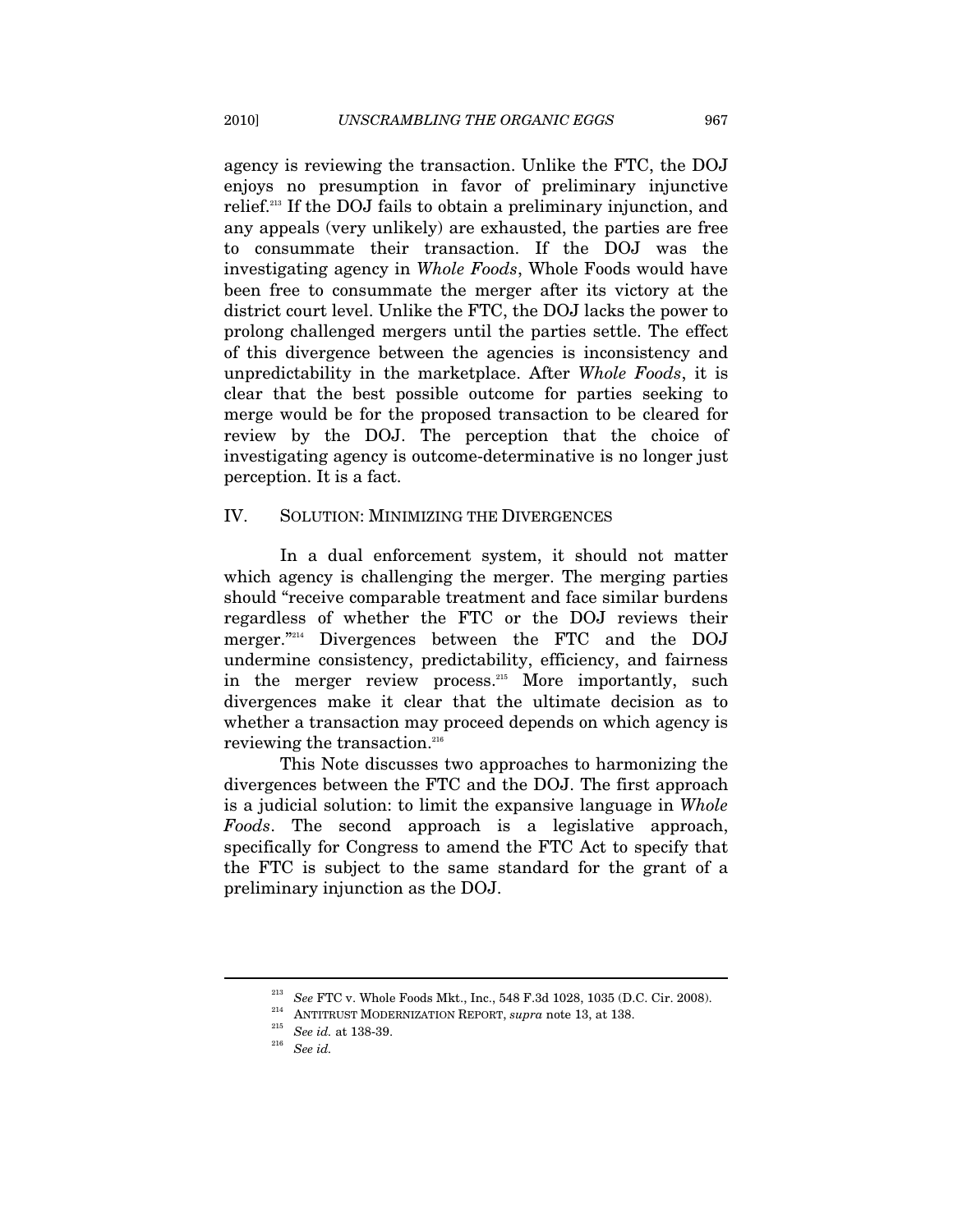agency is reviewing the transaction. Unlike the FTC, the DOJ enjoys no presumption in favor of preliminary injunctive relief.[213] If the DOJ fails to obtain a preliminary injunction, and any appeals (very unlikely) are exhausted, the parties are free to consummate their transaction. If the DOJ was the investigating agency in *Whole Foods*, Whole Foods would have been free to consummate the merger after its victory at the district court level. Unlike the FTC, the DOJ lacks the power to prolong challenged mergers until the parties settle. The effect of this divergence between the agencies is inconsistency and unpredictability in the marketplace. After *Whole Foods*, it is clear that the best possible outcome for parties seeking to merge would be for the proposed transaction to be cleared for review by the DOJ. The perception that the choice of investigating agency is outcome-determinative is no longer just perception. It is a fact.

## IV. SOLUTION: MINIMIZING THE DIVERGENCES

In a dual enforcement system, it should not matter which agency is challenging the merger. The merging parties should "receive comparable treatment and face similar burdens regardless of whether the FTC or the DOJ reviews their merger."[214] Divergences between the FTC and the DOJ undermine consistency, predictability, efficiency, and fairness in the merger review process.[215] More importantly, such divergences make it clear that the ultimate decision as to whether a transaction may proceed depends on which agency is reviewing the transaction.[216]

This Note discusses two approaches to harmonizing the divergences between the FTC and the DOJ. The first approach is a judicial solution: to limit the expansive language in *Whole Foods*. The second approach is a legislative approach, specifically for Congress to amend the FTC Act to specify that the FTC is subject to the same standard for the grant of a preliminary injunction as the DOJ.

---

[213] *See* FTC v. Whole Foods Mkt., Inc., 548 F.3d 1028, 1035 (D.C. Cir. 2008).

[214] ANTITRUST MODERNIZATION REPORT, *supra* note 13, at 138.

[215] *See id.* at 138-39.

[216] *See id.*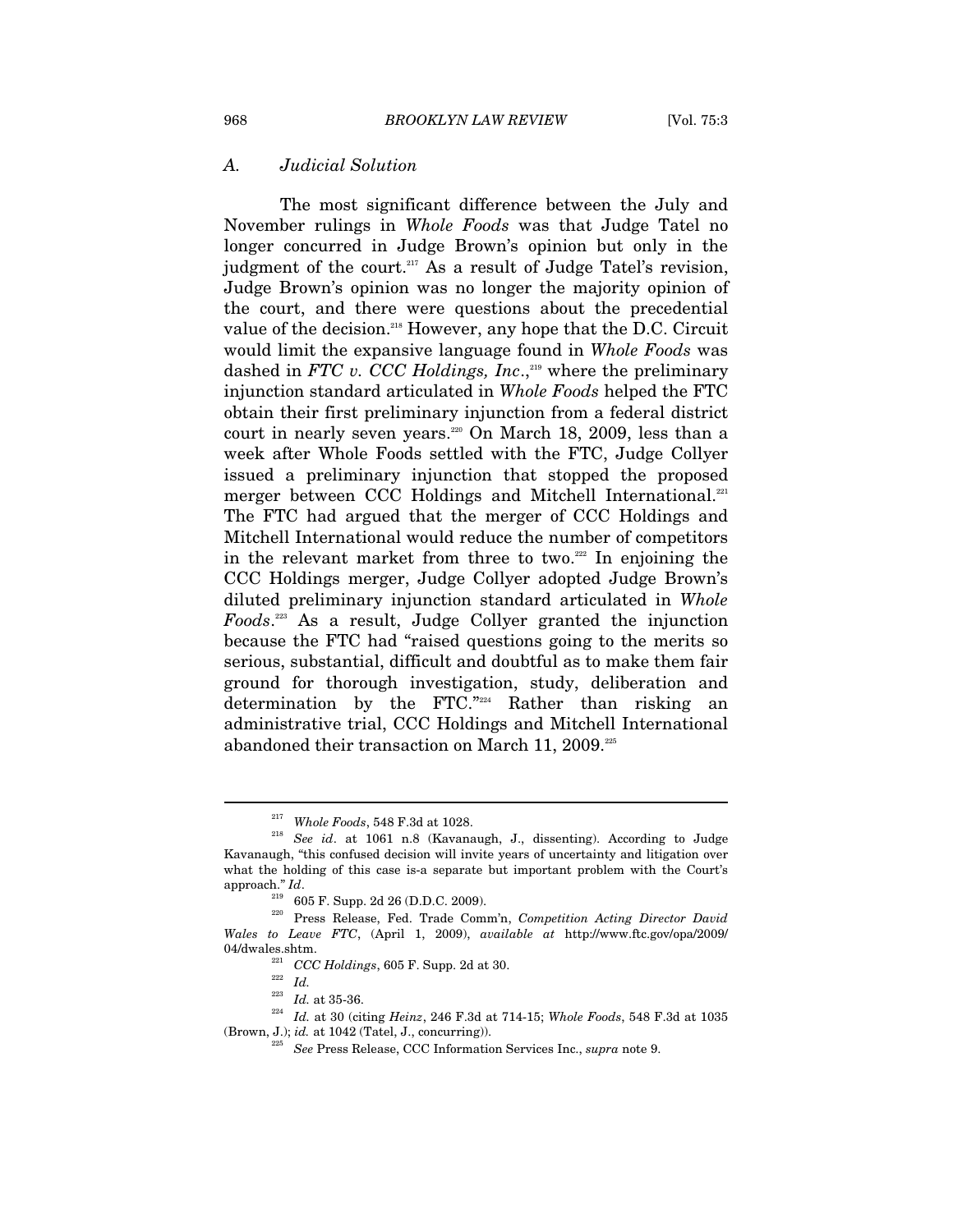### A. Judicial Solution

The most significant difference between the July and November rulings in *Whole Foods* was that Judge Tatel no longer concurred in Judge Brown's opinion but only in the judgment of the court.[217] As a result of Judge Tatel's revision, Judge Brown's opinion was no longer the majority opinion of the court, and there were questions about the precedential value of the decision.[218] However, any hope that the D.C. Circuit would limit the expansive language found in *Whole Foods* was dashed in *FTC v. CCC Holdings, Inc.*,[219] where the preliminary injunction standard articulated in *Whole Foods* helped the FTC obtain their first preliminary injunction from a federal district court in nearly seven years.[220] On March 18, 2009, less than a week after Whole Foods settled with the FTC, Judge Collyer issued a preliminary injunction that stopped the proposed merger between CCC Holdings and Mitchell International.[221] The FTC had argued that the merger of CCC Holdings and Mitchell International would reduce the number of competitors in the relevant market from three to two.[222] In enjoining the CCC Holdings merger, Judge Collyer adopted Judge Brown's diluted preliminary injunction standard articulated in *Whole Foods*.[223] As a result, Judge Collyer granted the injunction because the FTC had "raised questions going to the merits so serious, substantial, difficult and doubtful as to make them fair ground for thorough investigation, study, deliberation and determination by the FTC."[224] Rather than risking an administrative trial, CCC Holdings and Mitchell International abandoned their transaction on March 11, 2009.[225]

---

[217] *Whole Foods*, 548 F.3d at 1028.

[218] *See id*. at 1061 n.8 (Kavanaugh, J., dissenting). According to Judge Kavanaugh, "this confused decision will invite years of uncertainty and litigation over what the holding of this case is-a separate but important problem with the Court's approach." *Id*.

[219] 605 F. Supp. 2d 26 (D.D.C. 2009).

[220] Press Release, Fed. Trade Comm'n, *Competition Acting Director David Wales to Leave FTC*, (April 1, 2009), *available at* http://www.ftc.gov/opa/2009/04/dwales.shtm.

[221] *CCC Holdings*, 605 F. Supp. 2d at 30.

[222] *Id.*

[223] *Id.* at 35-36.

[224] *Id.* at 30 (citing *Heinz*, 246 F.3d at 714-15; *Whole Foods*, 548 F.3d at 1035 (Brown, J.); *id.* at 1042 (Tatel, J., concurring)).

[225] *See* Press Release, CCC Information Services Inc., *supra* note 9.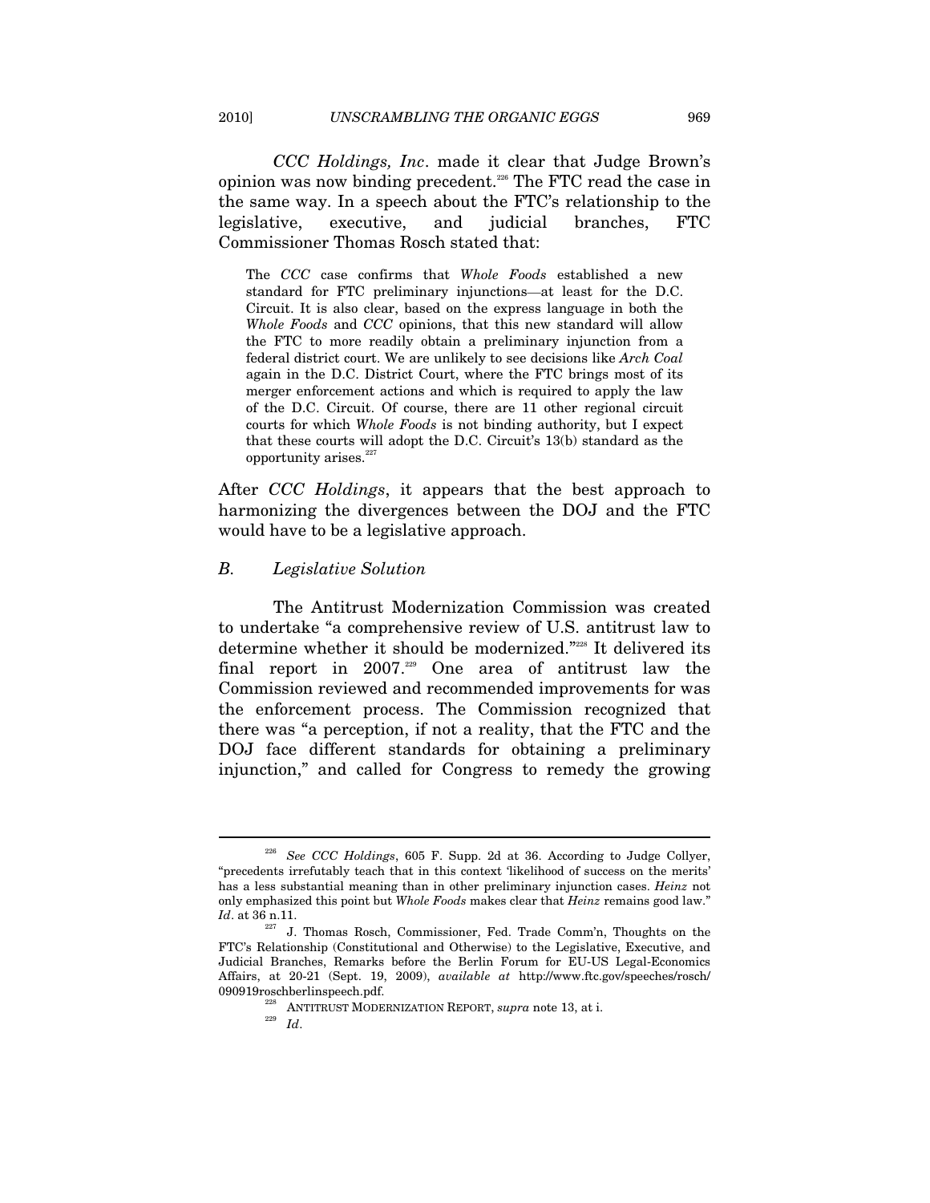*CCC Holdings, Inc*. made it clear that Judge Brown's opinion was now binding precedent.[226] The FTC read the case in the same way. In a speech about the FTC's relationship to the legislative, executive, and judicial branches, FTC Commissioner Thomas Rosch stated that:

> The *CCC* case confirms that *Whole Foods* established a new standard for FTC preliminary injunctions—at least for the D.C. Circuit. It is also clear, based on the express language in both the *Whole Foods* and *CCC* opinions, that this new standard will allow the FTC to more readily obtain a preliminary injunction from a federal district court. We are unlikely to see decisions like *Arch Coal* again in the D.C. District Court, where the FTC brings most of its merger enforcement actions and which is required to apply the law of the D.C. Circuit. Of course, there are 11 other regional circuit courts for which *Whole Foods* is not binding authority, but I expect that these courts will adopt the D.C. Circuit's 13(b) standard as the opportunity arises.[227]

After *CCC Holdings*, it appears that the best approach to harmonizing the divergences between the DOJ and the FTC would have to be a legislative approach.

### *B. Legislative Solution*

The Antitrust Modernization Commission was created to undertake "a comprehensive review of U.S. antitrust law to determine whether it should be modernized."[228] It delivered its final report in 2007.[229] One area of antitrust law the Commission reviewed and recommended improvements for was the enforcement process. The Commission recognized that there was "a perception, if not a reality, that the FTC and the DOJ face different standards for obtaining a preliminary injunction," and called for Congress to remedy the growing

---

[226] *See CCC Holdings*, 605 F. Supp. 2d at 36. According to Judge Collyer, "precedents irrefutably teach that in this context 'likelihood of success on the merits' has a less substantial meaning than in other preliminary injunction cases. *Heinz* not only emphasized this point but *Whole Foods* makes clear that *Heinz* remains good law." *Id*. at 36 n.11.

[227] J. Thomas Rosch, Commissioner, Fed. Trade Comm'n, Thoughts on the FTC's Relationship (Constitutional and Otherwise) to the Legislative, Executive, and Judicial Branches, Remarks before the Berlin Forum for EU-US Legal-Economics Affairs, at 20-21 (Sept. 19, 2009), *available at* http://www.ftc.gov/speeches/rosch/090919roschberlinspeech.pdf.

[228] ANTITRUST MODERNIZATION REPORT, *supra* note 13, at i.

[229] *Id*.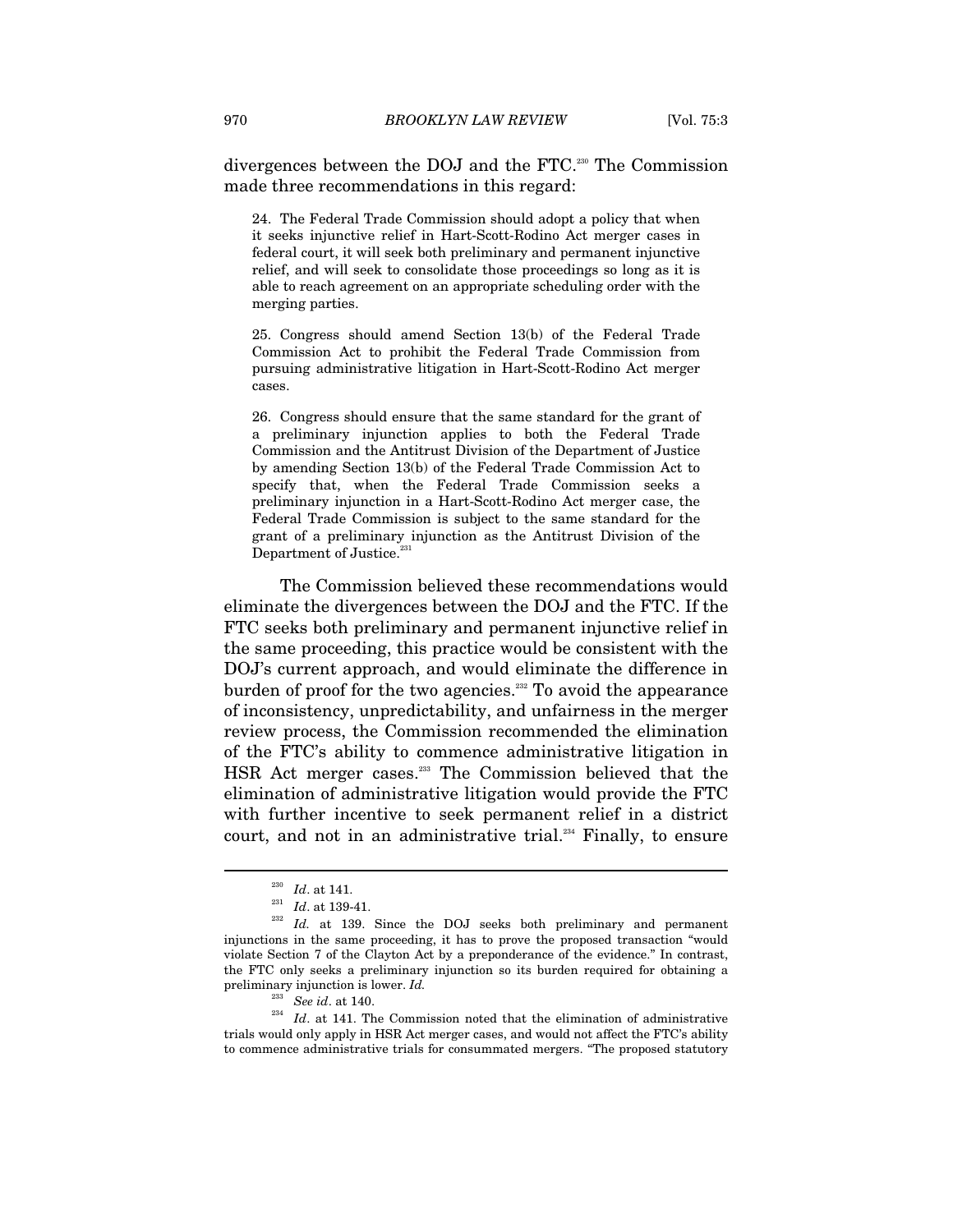divergences between the DOJ and the FTC.[230] The Commission made three recommendations in this regard:

> 24. The Federal Trade Commission should adopt a policy that when it seeks injunctive relief in Hart-Scott-Rodino Act merger cases in federal court, it will seek both preliminary and permanent injunctive relief, and will seek to consolidate those proceedings so long as it is able to reach agreement on an appropriate scheduling order with the merging parties.
>
> 25. Congress should amend Section 13(b) of the Federal Trade Commission Act to prohibit the Federal Trade Commission from pursuing administrative litigation in Hart-Scott-Rodino Act merger cases.
>
> 26. Congress should ensure that the same standard for the grant of a preliminary injunction applies to both the Federal Trade Commission and the Antitrust Division of the Department of Justice by amending Section 13(b) of the Federal Trade Commission Act to specify that, when the Federal Trade Commission seeks a preliminary injunction in a Hart-Scott-Rodino Act merger case, the Federal Trade Commission is subject to the same standard for the grant of a preliminary injunction as the Antitrust Division of the Department of Justice.[231]

The Commission believed these recommendations would eliminate the divergences between the DOJ and the FTC. If the FTC seeks both preliminary and permanent injunctive relief in the same proceeding, this practice would be consistent with the DOJ's current approach, and would eliminate the difference in burden of proof for the two agencies.[232] To avoid the appearance of inconsistency, unpredictability, and unfairness in the merger review process, the Commission recommended the elimination of the FTC's ability to commence administrative litigation in HSR Act merger cases.[233] The Commission believed that the elimination of administrative litigation would provide the FTC with further incentive to seek permanent relief in a district court, and not in an administrative trial.[234] Finally, to ensure

---

[230] *Id*. at 141.

[231] *Id*. at 139-41.

[232] *Id.* at 139. Since the DOJ seeks both preliminary and permanent injunctions in the same proceeding, it has to prove the proposed transaction "would violate Section 7 of the Clayton Act by a preponderance of the evidence." In contrast, the FTC only seeks a preliminary injunction so its burden required for obtaining a preliminary injunction is lower. *Id.*

[233] *See id*. at 140.

[234] *Id*. at 141. The Commission noted that the elimination of administrative trials would only apply in HSR Act merger cases, and would not affect the FTC's ability to commence administrative trials for consummated mergers. "The proposed statutory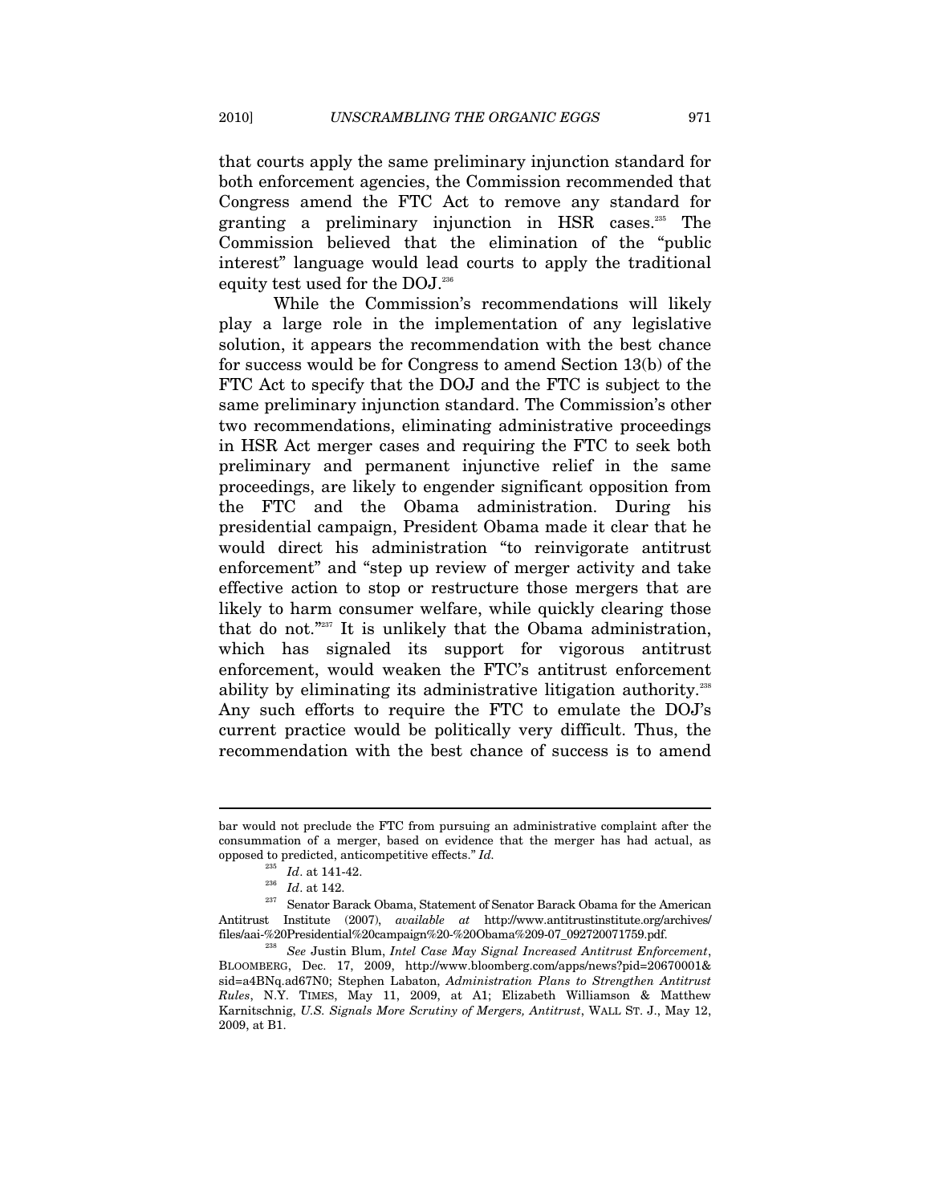that courts apply the same preliminary injunction standard for both enforcement agencies, the Commission recommended that Congress amend the FTC Act to remove any standard for granting a preliminary injunction in HSR cases.[235] The Commission believed that the elimination of the "public interest" language would lead courts to apply the traditional equity test used for the DOJ.[236]

While the Commission's recommendations will likely play a large role in the implementation of any legislative solution, it appears the recommendation with the best chance for success would be for Congress to amend Section 13(b) of the FTC Act to specify that the DOJ and the FTC is subject to the same preliminary injunction standard. The Commission's other two recommendations, eliminating administrative proceedings in HSR Act merger cases and requiring the FTC to seek both preliminary and permanent injunctive relief in the same proceedings, are likely to engender significant opposition from the FTC and the Obama administration. During his presidential campaign, President Obama made it clear that he would direct his administration "to reinvigorate antitrust enforcement" and "step up review of merger activity and take effective action to stop or restructure those mergers that are likely to harm consumer welfare, while quickly clearing those that do not."[237] It is unlikely that the Obama administration, which has signaled its support for vigorous antitrust enforcement, would weaken the FTC's antitrust enforcement ability by eliminating its administrative litigation authority.[238] Any such efforts to require the FTC to emulate the DOJ's current practice would be politically very difficult. Thus, the recommendation with the best chance of success is to amend

---

bar would not preclude the FTC from pursuing an administrative complaint after the consummation of a merger, based on evidence that the merger has had actual, as opposed to predicted, anticompetitive effects." *Id.*

[235] *Id*. at 141-42.

[236] *Id*. at 142.

[237] Senator Barack Obama, Statement of Senator Barack Obama for the American Antitrust Institute (2007), *available at* http://www.antitrustinstitute.org/archives/files/aai-%20Presidential%20campaign%20-%20Obama%209-07_092720071759.pdf.

[238] *See* Justin Blum, *Intel Case May Signal Increased Antitrust Enforcement*, BLOOMBERG, Dec. 17, 2009, http://www.bloomberg.com/apps/news?pid=20670001&sid=a4BNq.ad67N0; Stephen Labaton, *Administration Plans to Strengthen Antitrust Rules*, N.Y. TIMES, May 11, 2009, at A1; Elizabeth Williamson & Matthew Karnitschnig, *U.S. Signals More Scrutiny of Mergers, Antitrust*, WALL ST. J., May 12, 2009, at B1.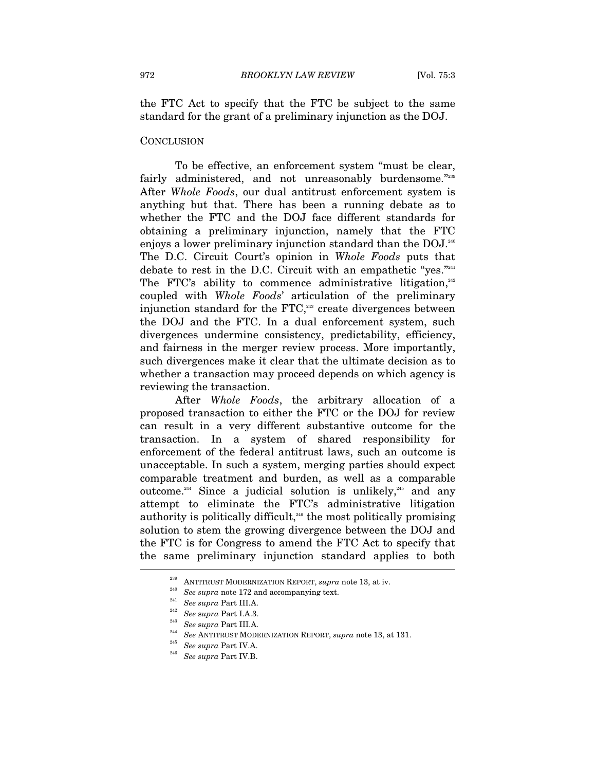the FTC Act to specify that the FTC be subject to the same standard for the grant of a preliminary injunction as the DOJ.

## CONCLUSION

To be effective, an enforcement system "must be clear, fairly administered, and not unreasonably burdensome."[239] After *Whole Foods*, our dual antitrust enforcement system is anything but that. There has been a running debate as to whether the FTC and the DOJ face different standards for obtaining a preliminary injunction, namely that the FTC enjoys a lower preliminary injunction standard than the DOJ.[240] The D.C. Circuit Court's opinion in *Whole Foods* puts that debate to rest in the D.C. Circuit with an empathetic "yes."[241] The FTC's ability to commence administrative litigation,[242] coupled with *Whole Foods*' articulation of the preliminary injunction standard for the FTC,[243] create divergences between the DOJ and the FTC. In a dual enforcement system, such divergences undermine consistency, predictability, efficiency, and fairness in the merger review process. More importantly, such divergences make it clear that the ultimate decision as to whether a transaction may proceed depends on which agency is reviewing the transaction.

After *Whole Foods*, the arbitrary allocation of a proposed transaction to either the FTC or the DOJ for review can result in a very different substantive outcome for the transaction. In a system of shared responsibility for enforcement of the federal antitrust laws, such an outcome is unacceptable. In such a system, merging parties should expect comparable treatment and burden, as well as a comparable outcome.[244] Since a judicial solution is unlikely,[245] and any attempt to eliminate the FTC's administrative litigation authority is politically difficult,[246] the most politically promising solution to stem the growing divergence between the DOJ and the FTC is for Congress to amend the FTC Act to specify that the same preliminary injunction standard applies to both

---

[239] ANTITRUST MODERNIZATION REPORT, *supra* note 13, at iv.

[240] *See supra* note 172 and accompanying text.

[241] *See supra* Part III.A.

[242] *See supra* Part I.A.3.

[243] *See supra* Part III.A.

[244] *See* ANTITRUST MODERNIZATION REPORT, *supra* note 13, at 131.

[245] *See supra* Part IV.A.

[246] *See supra* Part IV.B.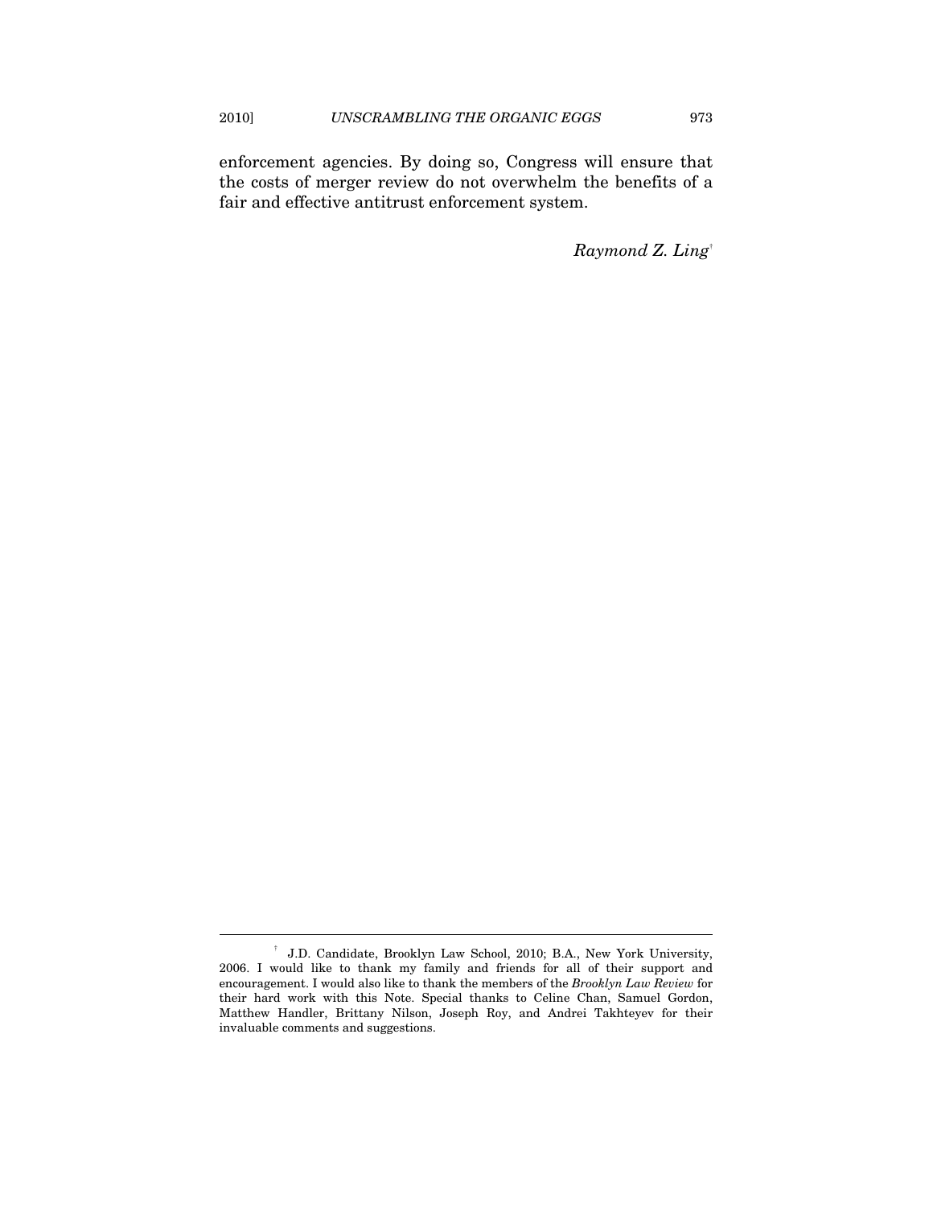enforcement agencies. By doing so, Congress will ensure that the costs of merger review do not overwhelm the benefits of a fair and effective antitrust enforcement system.

*Raymond Z. Ling*[†]

[†] J.D. Candidate, Brooklyn Law School, 2010; B.A., New York University, 2006. I would like to thank my family and friends for all of their support and encouragement. I would also like to thank the members of the *Brooklyn Law Review* for their hard work with this Note. Special thanks to Celine Chan, Samuel Gordon, Matthew Handler, Brittany Nilson, Joseph Roy, and Andrei Takhteyev for their invaluable comments and suggestions.